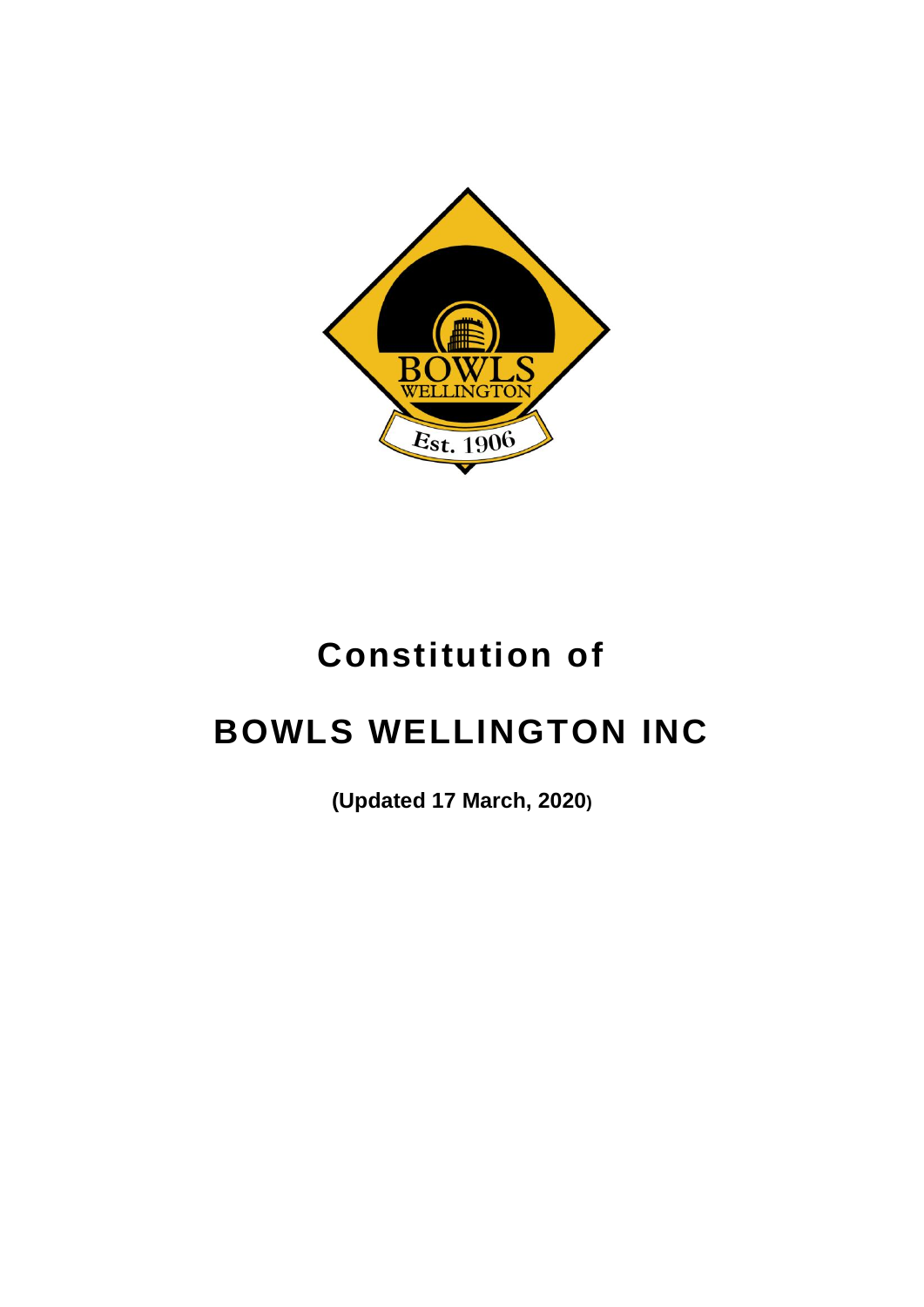# Constitution of

# BOWLS WELLINGTON INC

**(Updated 17 March, 2020)**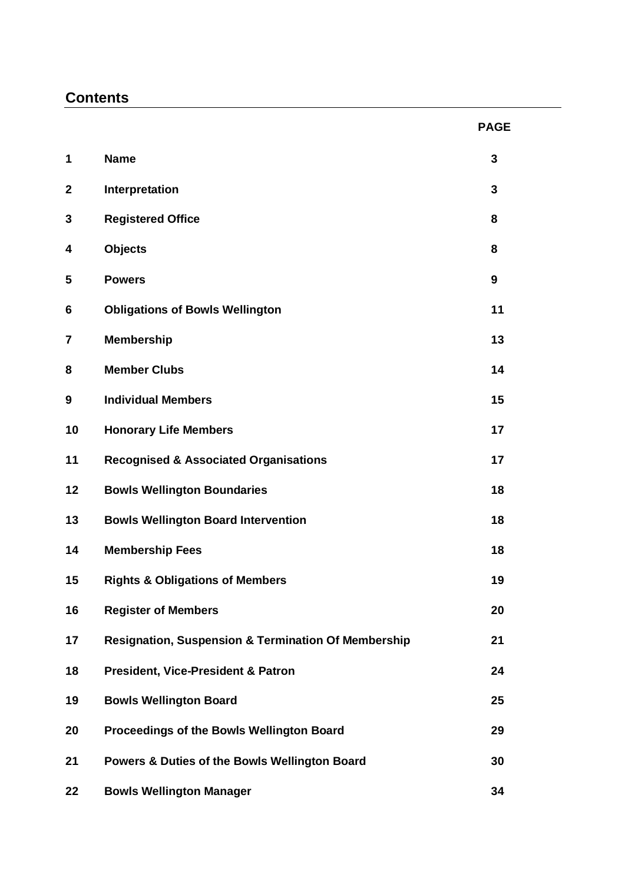## Contents

| | | PAGE |
|---|---|---|
| 1 | **Name** | 3 |
| 2 | **Interpretation** | 3 |
| 3 | **Registered Office** | 8 |
| 4 | **Objects** | 8 |
| 5 | **Powers** | 9 |
| 6 | **Obligations of Bowls Wellington** | 11 |
| 7 | **Membership** | 13 |
| 8 | **Member Clubs** | 14 |
| 9 | **Individual Members** | 15 |
| 10 | **Honorary Life Members** | 17 |
| 11 | **Recognised & Associated Organisations** | 17 |
| 12 | **Bowls Wellington Boundaries** | 18 |
| 13 | **Bowls Wellington Board Intervention** | 18 |
| 14 | **Membership Fees** | 18 |
| 15 | **Rights & Obligations of Members** | 19 |
| 16 | **Register of Members** | 20 |
| 17 | **Resignation, Suspension & Termination Of Membership** | 21 |
| 18 | **President, Vice-President & Patron** | 24 |
| 19 | **Bowls Wellington Board** | 25 |
| 20 | **Proceedings of the Bowls Wellington Board** | 29 |
| 21 | **Powers & Duties of the Bowls Wellington Board** | 30 |
| 22 | **Bowls Wellington Manager** | 34 |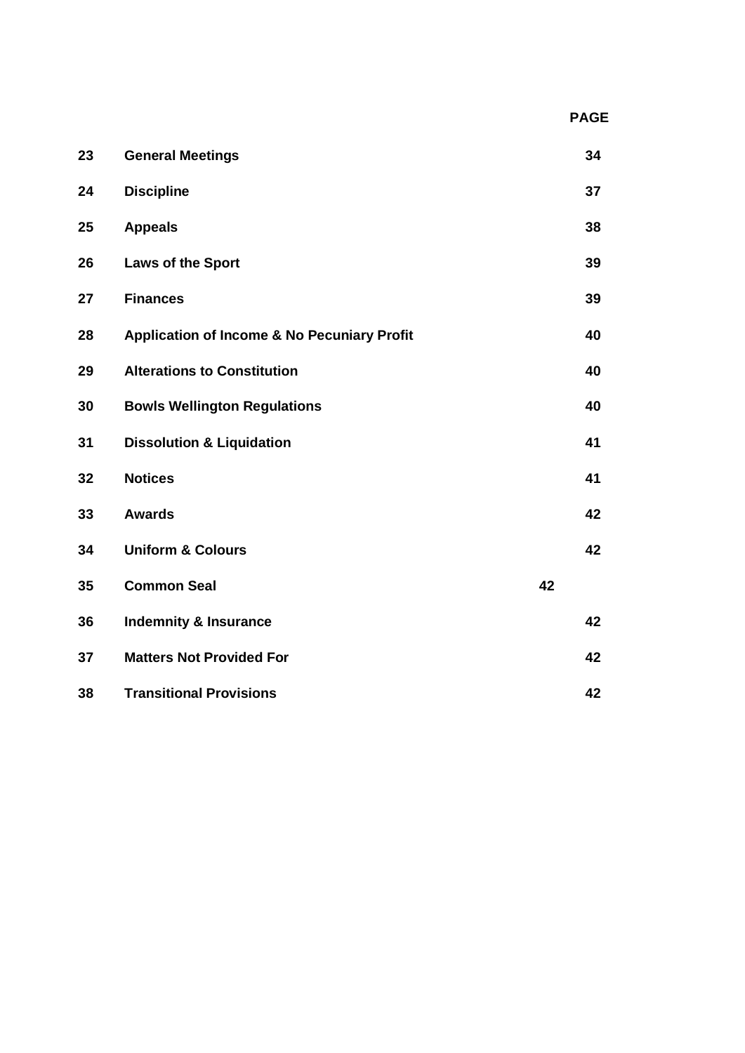| | | PAGE |
|---|---|---|
| **23** | **General Meetings** | **34** |
| **24** | **Discipline** | **37** |
| **25** | **Appeals** | **38** |
| **26** | **Laws of the Sport** | **39** |
| **27** | **Finances** | **39** |
| **28** | **Application of Income & No Pecuniary Profit** | **40** |
| **29** | **Alterations to Constitution** | **40** |
| **30** | **Bowls Wellington Regulations** | **40** |
| **31** | **Dissolution & Liquidation** | **41** |
| **32** | **Notices** | **41** |
| **33** | **Awards** | **42** |
| **34** | **Uniform & Colours** | **42** |
| **35** | **Common Seal** | **42** |
| **36** | **Indemnity & Insurance** | **42** |
| **37** | **Matters Not Provided For** | **42** |
| **38** | **Transitional Provisions** | **42** |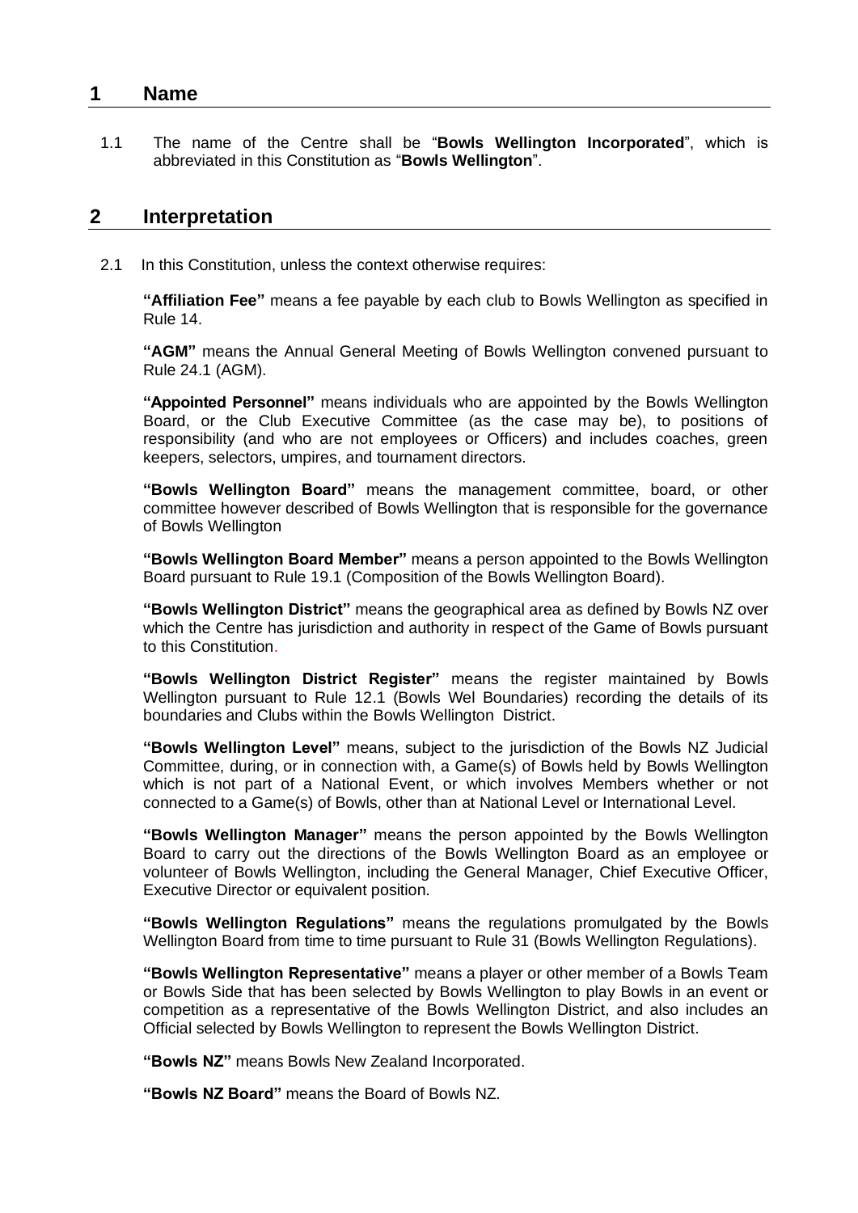## 1 Name

1.1 The name of the Centre shall be "**Bowls Wellington Incorporated**", which is abbreviated in this Constitution as "**Bowls Wellington**".

## 2 Interpretation

2.1 In this Constitution, unless the context otherwise requires:

**"Affiliation Fee"** means a fee payable by each club to Bowls Wellington as specified in Rule 14.

**"AGM"** means the Annual General Meeting of Bowls Wellington convened pursuant to Rule 24.1 (AGM).

**"Appointed Personnel"** means individuals who are appointed by the Bowls Wellington Board, or the Club Executive Committee (as the case may be), to positions of responsibility (and who are not employees or Officers) and includes coaches, green keepers, selectors, umpires, and tournament directors.

**"Bowls Wellington Board"** means the management committee, board, or other committee however described of Bowls Wellington that is responsible for the governance of Bowls Wellington

**"Bowls Wellington Board Member"** means a person appointed to the Bowls Wellington Board pursuant to Rule 19.1 (Composition of the Bowls Wellington Board).

**"Bowls Wellington District"** means the geographical area as defined by Bowls NZ over which the Centre has jurisdiction and authority in respect of the Game of Bowls pursuant to this Constitution.

**"Bowls Wellington District Register"** means the register maintained by Bowls Wellington pursuant to Rule 12.1 (Bowls Wel Boundaries) recording the details of its boundaries and Clubs within the Bowls Wellington District.

**"Bowls Wellington Level"** means, subject to the jurisdiction of the Bowls NZ Judicial Committee, during, or in connection with, a Game(s) of Bowls held by Bowls Wellington which is not part of a National Event, or which involves Members whether or not connected to a Game(s) of Bowls, other than at National Level or International Level.

**"Bowls Wellington Manager"** means the person appointed by the Bowls Wellington Board to carry out the directions of the Bowls Wellington Board as an employee or volunteer of Bowls Wellington, including the General Manager, Chief Executive Officer, Executive Director or equivalent position.

**"Bowls Wellington Regulations"** means the regulations promulgated by the Bowls Wellington Board from time to time pursuant to Rule 31 (Bowls Wellington Regulations).

**"Bowls Wellington Representative"** means a player or other member of a Bowls Team or Bowls Side that has been selected by Bowls Wellington to play Bowls in an event or competition as a representative of the Bowls Wellington District, and also includes an Official selected by Bowls Wellington to represent the Bowls Wellington District.

**"Bowls NZ"** means Bowls New Zealand Incorporated.

**"Bowls NZ Board"** means the Board of Bowls NZ.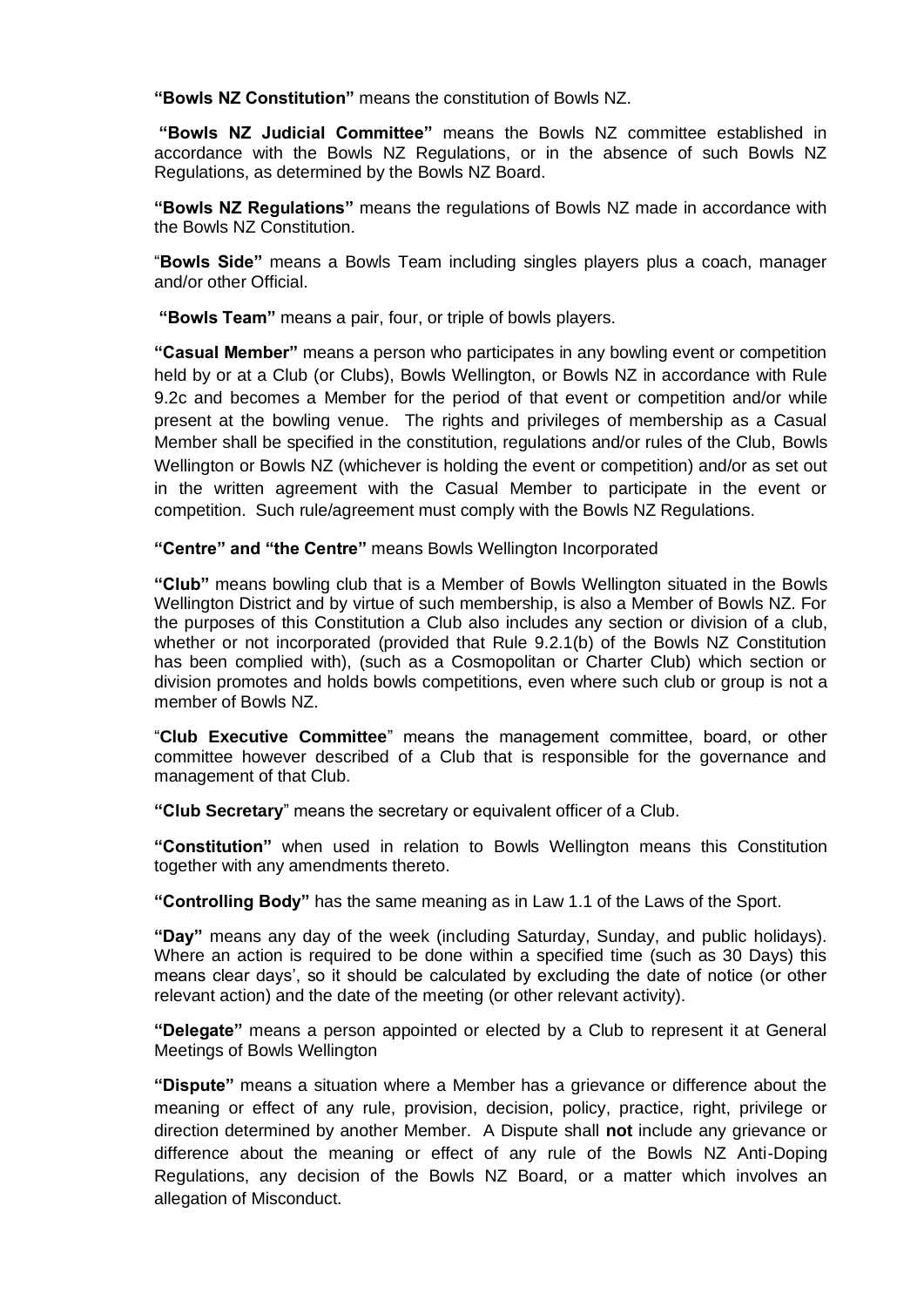**"Bowls NZ Constitution"** means the constitution of Bowls NZ.

**"Bowls NZ Judicial Committee"** means the Bowls NZ committee established in accordance with the Bowls NZ Regulations, or in the absence of such Bowls NZ Regulations, as determined by the Bowls NZ Board.

**"Bowls NZ Regulations"** means the regulations of Bowls NZ made in accordance with the Bowls NZ Constitution.

"**Bowls Side"** means a Bowls Team including singles players plus a coach, manager and/or other Official.

**"Bowls Team"** means a pair, four, or triple of bowls players.

**"Casual Member"** means a person who participates in any bowling event or competition held by or at a Club (or Clubs), Bowls Wellington, or Bowls NZ in accordance with Rule 9.2c and becomes a Member for the period of that event or competition and/or while present at the bowling venue. The rights and privileges of membership as a Casual Member shall be specified in the constitution, regulations and/or rules of the Club, Bowls Wellington or Bowls NZ (whichever is holding the event or competition) and/or as set out in the written agreement with the Casual Member to participate in the event or competition. Such rule/agreement must comply with the Bowls NZ Regulations.

**"Centre" and "the Centre"** means Bowls Wellington Incorporated

**"Club"** means bowling club that is a Member of Bowls Wellington situated in the Bowls Wellington District and by virtue of such membership, is also a Member of Bowls NZ. For the purposes of this Constitution a Club also includes any section or division of a club, whether or not incorporated (provided that Rule 9.2.1(b) of the Bowls NZ Constitution has been complied with), (such as a Cosmopolitan or Charter Club) which section or division promotes and holds bowls competitions, even where such club or group is not a member of Bowls NZ.

"**Club Executive Committee**" means the management committee, board, or other committee however described of a Club that is responsible for the governance and management of that Club.

**"Club Secretary**" means the secretary or equivalent officer of a Club.

**"Constitution"** when used in relation to Bowls Wellington means this Constitution together with any amendments thereto.

**"Controlling Body"** has the same meaning as in Law 1.1 of the Laws of the Sport.

**"Day"** means any day of the week (including Saturday, Sunday, and public holidays). Where an action is required to be done within a specified time (such as 30 Days) this means clear days', so it should be calculated by excluding the date of notice (or other relevant action) and the date of the meeting (or other relevant activity).

**"Delegate"** means a person appointed or elected by a Club to represent it at General Meetings of Bowls Wellington

**"Dispute"** means a situation where a Member has a grievance or difference about the meaning or effect of any rule, provision, decision, policy, practice, right, privilege or direction determined by another Member. A Dispute shall **not** include any grievance or difference about the meaning or effect of any rule of the Bowls NZ Anti-Doping Regulations, any decision of the Bowls NZ Board, or a matter which involves an allegation of Misconduct.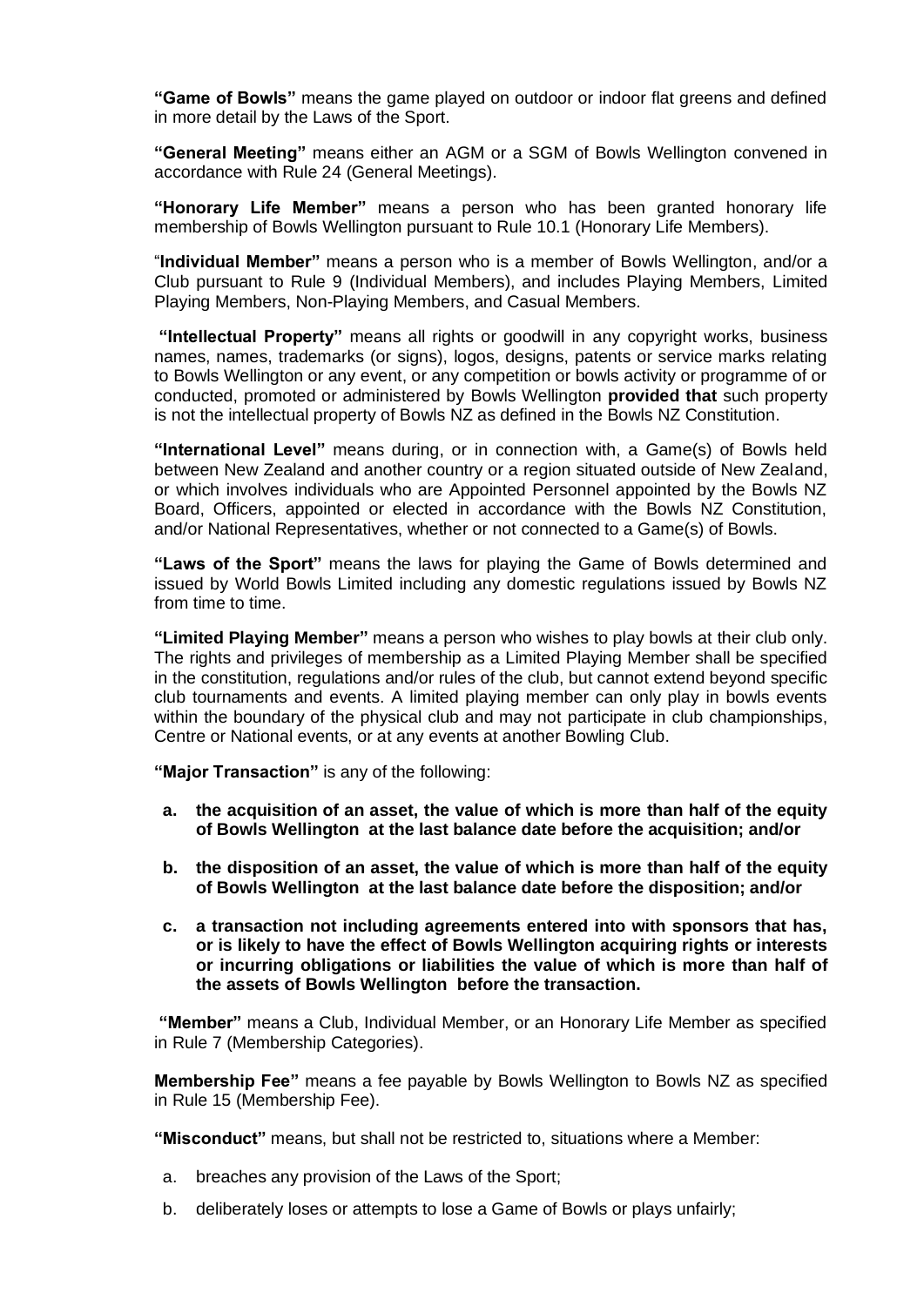**"Game of Bowls"** means the game played on outdoor or indoor flat greens and defined in more detail by the Laws of the Sport.

**"General Meeting"** means either an AGM or a SGM of Bowls Wellington convened in accordance with Rule 24 (General Meetings).

**"Honorary Life Member"** means a person who has been granted honorary life membership of Bowls Wellington pursuant to Rule 10.1 (Honorary Life Members).

"**Individual Member"** means a person who is a member of Bowls Wellington, and/or a Club pursuant to Rule 9 (Individual Members), and includes Playing Members, Limited Playing Members, Non-Playing Members, and Casual Members.

**"Intellectual Property"** means all rights or goodwill in any copyright works, business names, names, trademarks (or signs), logos, designs, patents or service marks relating to Bowls Wellington or any event, or any competition or bowls activity or programme of or conducted, promoted or administered by Bowls Wellington **provided that** such property is not the intellectual property of Bowls NZ as defined in the Bowls NZ Constitution.

**"International Level"** means during, or in connection with, a Game(s) of Bowls held between New Zealand and another country or a region situated outside of New Zealand, or which involves individuals who are Appointed Personnel appointed by the Bowls NZ Board, Officers, appointed or elected in accordance with the Bowls NZ Constitution, and/or National Representatives, whether or not connected to a Game(s) of Bowls.

**"Laws of the Sport"** means the laws for playing the Game of Bowls determined and issued by World Bowls Limited including any domestic regulations issued by Bowls NZ from time to time.

**"Limited Playing Member"** means a person who wishes to play bowls at their club only. The rights and privileges of membership as a Limited Playing Member shall be specified in the constitution, regulations and/or rules of the club, but cannot extend beyond specific club tournaments and events. A limited playing member can only play in bowls events within the boundary of the physical club and may not participate in club championships, Centre or National events, or at any events at another Bowling Club.

**"Major Transaction"** is any of the following:

a. **the acquisition of an asset, the value of which is more than half of the equity of Bowls Wellington at the last balance date before the acquisition; and/or**

b. **the disposition of an asset, the value of which is more than half of the equity of Bowls Wellington at the last balance date before the disposition; and/or**

c. **a transaction not including agreements entered into with sponsors that has, or is likely to have the effect of Bowls Wellington acquiring rights or interests or incurring obligations or liabilities the value of which is more than half of the assets of Bowls Wellington before the transaction.**

**"Member"** means a Club, Individual Member, or an Honorary Life Member as specified in Rule 7 (Membership Categories).

**Membership Fee"** means a fee payable by Bowls Wellington to Bowls NZ as specified in Rule 15 (Membership Fee).

**"Misconduct"** means, but shall not be restricted to, situations where a Member:

a. breaches any provision of the Laws of the Sport;

b. deliberately loses or attempts to lose a Game of Bowls or plays unfairly;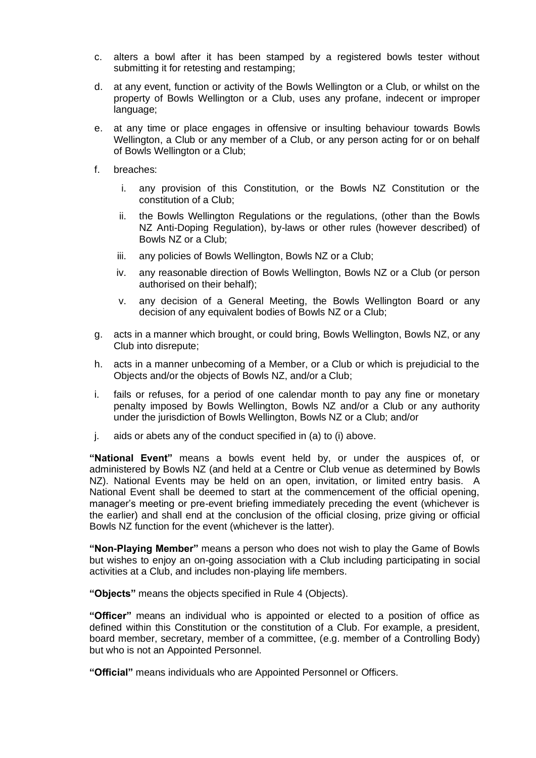c. alters a bowl after it has been stamped by a registered bowls tester without submitting it for retesting and restamping;

d. at any event, function or activity of the Bowls Wellington or a Club, or whilst on the property of Bowls Wellington or a Club, uses any profane, indecent or improper language;

e. at any time or place engages in offensive or insulting behaviour towards Bowls Wellington, a Club or any member of a Club, or any person acting for or on behalf of Bowls Wellington or a Club;

f. breaches:

   i. any provision of this Constitution, or the Bowls NZ Constitution or the constitution of a Club;

   ii. the Bowls Wellington Regulations or the regulations, (other than the Bowls NZ Anti-Doping Regulation), by-laws or other rules (however described) of Bowls NZ or a Club;

   iii. any policies of Bowls Wellington, Bowls NZ or a Club;

   iv. any reasonable direction of Bowls Wellington, Bowls NZ or a Club (or person authorised on their behalf);

   v. any decision of a General Meeting, the Bowls Wellington Board or any decision of any equivalent bodies of Bowls NZ or a Club;

g. acts in a manner which brought, or could bring, Bowls Wellington, Bowls NZ, or any Club into disrepute;

h. acts in a manner unbecoming of a Member, or a Club or which is prejudicial to the Objects and/or the objects of Bowls NZ, and/or a Club;

i. fails or refuses, for a period of one calendar month to pay any fine or monetary penalty imposed by Bowls Wellington, Bowls NZ and/or a Club or any authority under the jurisdiction of Bowls Wellington, Bowls NZ or a Club; and/or

j. aids or abets any of the conduct specified in (a) to (i) above.

**"National Event"** means a bowls event held by, or under the auspices of, or administered by Bowls NZ (and held at a Centre or Club venue as determined by Bowls NZ). National Events may be held on an open, invitation, or limited entry basis. A National Event shall be deemed to start at the commencement of the official opening, manager's meeting or pre-event briefing immediately preceding the event (whichever is the earlier) and shall end at the conclusion of the official closing, prize giving or official Bowls NZ function for the event (whichever is the latter).

**"Non-Playing Member"** means a person who does not wish to play the Game of Bowls but wishes to enjoy an on-going association with a Club including participating in social activities at a Club, and includes non-playing life members.

**"Objects"** means the objects specified in Rule 4 (Objects).

**"Officer"** means an individual who is appointed or elected to a position of office as defined within this Constitution or the constitution of a Club. For example, a president, board member, secretary, member of a committee, (e.g. member of a Controlling Body) but who is not an Appointed Personnel.

**"Official"** means individuals who are Appointed Personnel or Officers.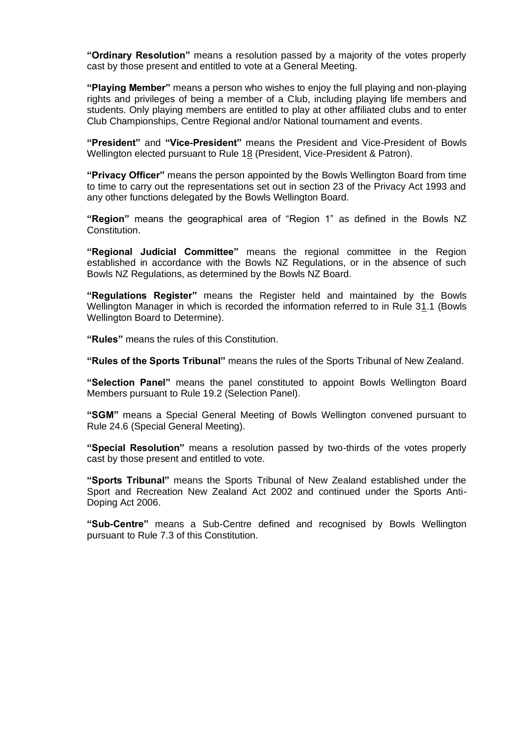**"Ordinary Resolution"** means a resolution passed by a majority of the votes properly cast by those present and entitled to vote at a General Meeting.

**"Playing Member"** means a person who wishes to enjoy the full playing and non-playing rights and privileges of being a member of a Club, including playing life members and students. Only playing members are entitled to play at other affiliated clubs and to enter Club Championships, Centre Regional and/or National tournament and events.

**"President"** and **"Vice-President"** means the President and Vice-President of Bowls Wellington elected pursuant to Rule 18 (President, Vice-President & Patron).

**"Privacy Officer"** means the person appointed by the Bowls Wellington Board from time to time to carry out the representations set out in section 23 of the Privacy Act 1993 and any other functions delegated by the Bowls Wellington Board.

**"Region"** means the geographical area of "Region 1" as defined in the Bowls NZ Constitution.

**"Regional Judicial Committee"** means the regional committee in the Region established in accordance with the Bowls NZ Regulations, or in the absence of such Bowls NZ Regulations, as determined by the Bowls NZ Board.

**"Regulations Register"** means the Register held and maintained by the Bowls Wellington Manager in which is recorded the information referred to in Rule 31.1 (Bowls Wellington Board to Determine).

**"Rules"** means the rules of this Constitution.

**"Rules of the Sports Tribunal"** means the rules of the Sports Tribunal of New Zealand.

**"Selection Panel"** means the panel constituted to appoint Bowls Wellington Board Members pursuant to Rule 19.2 (Selection Panel).

**"SGM"** means a Special General Meeting of Bowls Wellington convened pursuant to Rule 24.6 (Special General Meeting).

**"Special Resolution"** means a resolution passed by two-thirds of the votes properly cast by those present and entitled to vote.

**"Sports Tribunal"** means the Sports Tribunal of New Zealand established under the Sport and Recreation New Zealand Act 2002 and continued under the Sports Anti-Doping Act 2006.

**"Sub-Centre"** means a Sub-Centre defined and recognised by Bowls Wellington pursuant to Rule 7.3 of this Constitution.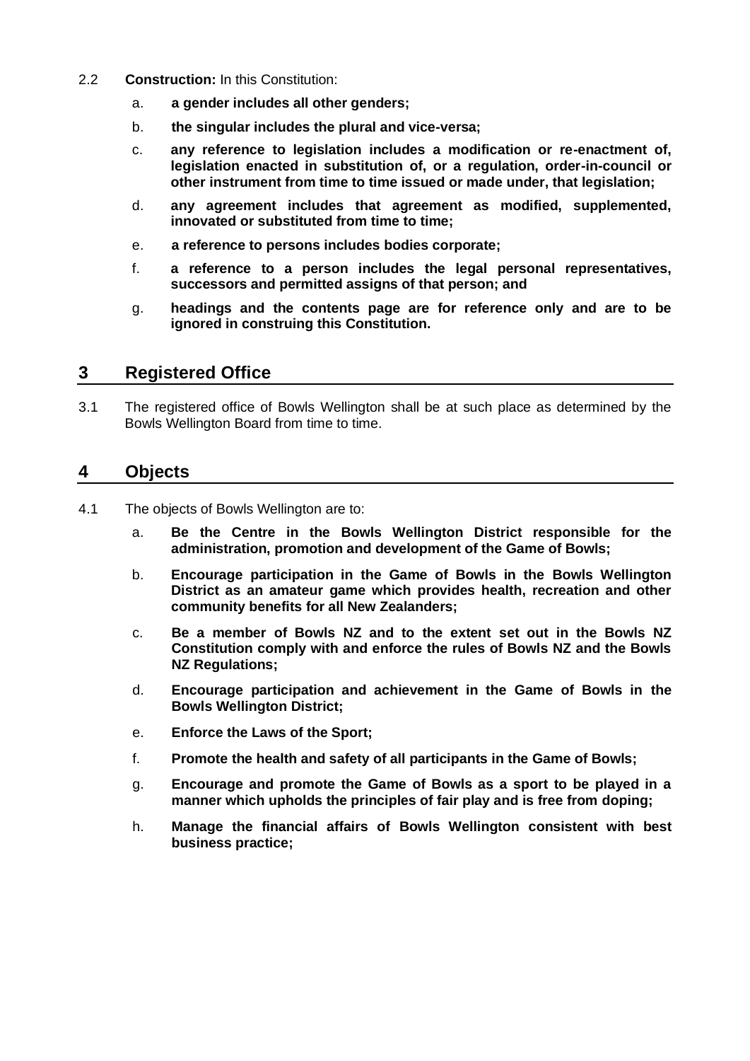2.2 **Construction:** In this Constitution:

a. **a gender includes all other genders;**

b. **the singular includes the plural and vice-versa;**

c. **any reference to legislation includes a modification or re-enactment of, legislation enacted in substitution of, or a regulation, order-in-council or other instrument from time to time issued or made under, that legislation;**

d. **any agreement includes that agreement as modified, supplemented, innovated or substituted from time to time;**

e. **a reference to persons includes bodies corporate;**

f. **a reference to a person includes the legal personal representatives, successors and permitted assigns of that person; and**

g. **headings and the contents page are for reference only and are to be ignored in construing this Constitution.**

## 3 Registered Office

3.1 The registered office of Bowls Wellington shall be at such place as determined by the Bowls Wellington Board from time to time.

## 4 Objects

4.1 The objects of Bowls Wellington are to:

a. **Be the Centre in the Bowls Wellington District responsible for the administration, promotion and development of the Game of Bowls;**

b. **Encourage participation in the Game of Bowls in the Bowls Wellington District as an amateur game which provides health, recreation and other community benefits for all New Zealanders;**

c. **Be a member of Bowls NZ and to the extent set out in the Bowls NZ Constitution comply with and enforce the rules of Bowls NZ and the Bowls NZ Regulations;**

d. **Encourage participation and achievement in the Game of Bowls in the Bowls Wellington District;**

e. **Enforce the Laws of the Sport;**

f. **Promote the health and safety of all participants in the Game of Bowls;**

g. **Encourage and promote the Game of Bowls as a sport to be played in a manner which upholds the principles of fair play and is free from doping;**

h. **Manage the financial affairs of Bowls Wellington consistent with best business practice;**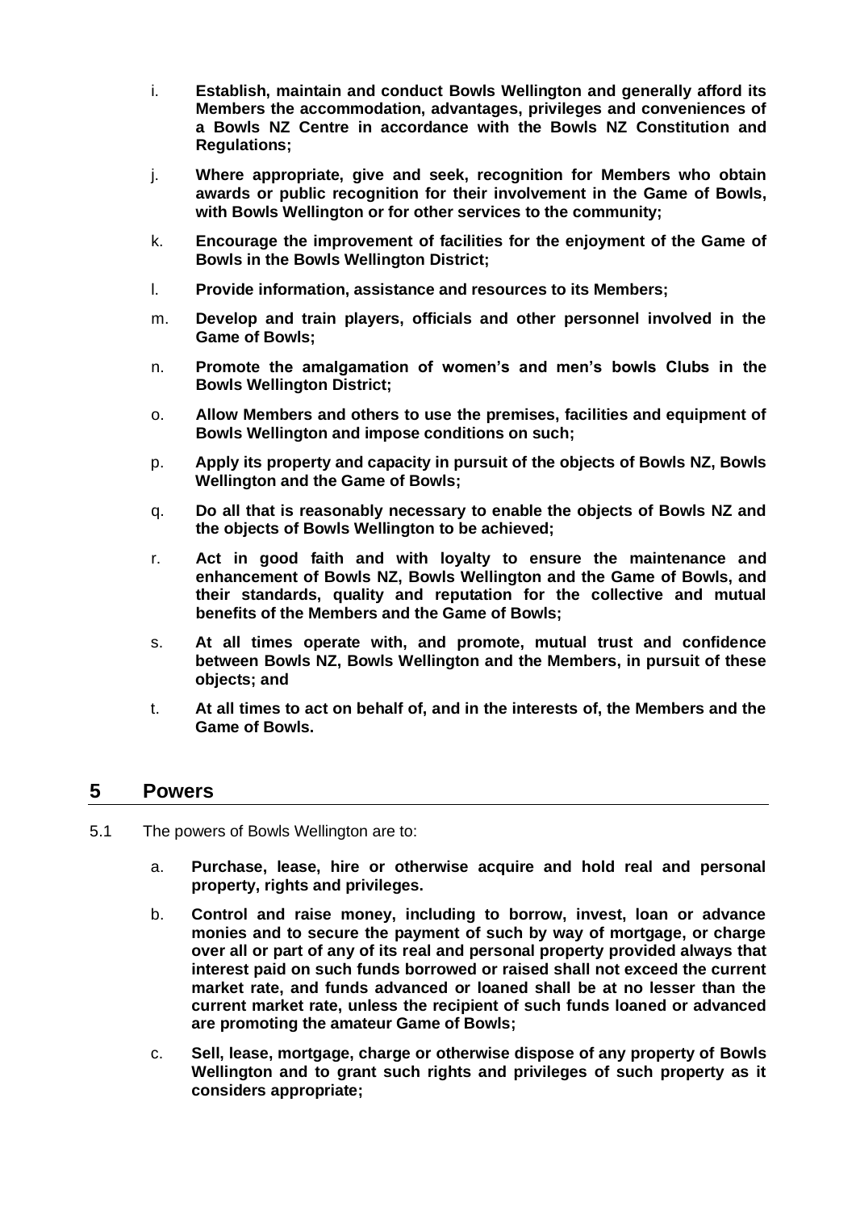i. **Establish, maintain and conduct Bowls Wellington and generally afford its Members the accommodation, advantages, privileges and conveniences of a Bowls NZ Centre in accordance with the Bowls NZ Constitution and Regulations;**

j. **Where appropriate, give and seek, recognition for Members who obtain awards or public recognition for their involvement in the Game of Bowls, with Bowls Wellington or for other services to the community;**

k. **Encourage the improvement of facilities for the enjoyment of the Game of Bowls in the Bowls Wellington District;**

l. **Provide information, assistance and resources to its Members;**

m. **Develop and train players, officials and other personnel involved in the Game of Bowls;**

n. **Promote the amalgamation of women's and men's bowls Clubs in the Bowls Wellington District;**

o. **Allow Members and others to use the premises, facilities and equipment of Bowls Wellington and impose conditions on such;**

p. **Apply its property and capacity in pursuit of the objects of Bowls NZ, Bowls Wellington and the Game of Bowls;**

q. **Do all that is reasonably necessary to enable the objects of Bowls NZ and the objects of Bowls Wellington to be achieved;**

r. **Act in good faith and with loyalty to ensure the maintenance and enhancement of Bowls NZ, Bowls Wellington and the Game of Bowls, and their standards, quality and reputation for the collective and mutual benefits of the Members and the Game of Bowls;**

s. **At all times operate with, and promote, mutual trust and confidence between Bowls NZ, Bowls Wellington and the Members, in pursuit of these objects; and**

t. **At all times to act on behalf of, and in the interests of, the Members and the Game of Bowls.**

## 5 Powers

5.1 The powers of Bowls Wellington are to:

a. **Purchase, lease, hire or otherwise acquire and hold real and personal property, rights and privileges.**

b. **Control and raise money, including to borrow, invest, loan or advance monies and to secure the payment of such by way of mortgage, or charge over all or part of any of its real and personal property provided always that interest paid on such funds borrowed or raised shall not exceed the current market rate, and funds advanced or loaned shall be at no lesser than the current market rate, unless the recipient of such funds loaned or advanced are promoting the amateur Game of Bowls;**

c. **Sell, lease, mortgage, charge or otherwise dispose of any property of Bowls Wellington and to grant such rights and privileges of such property as it considers appropriate;**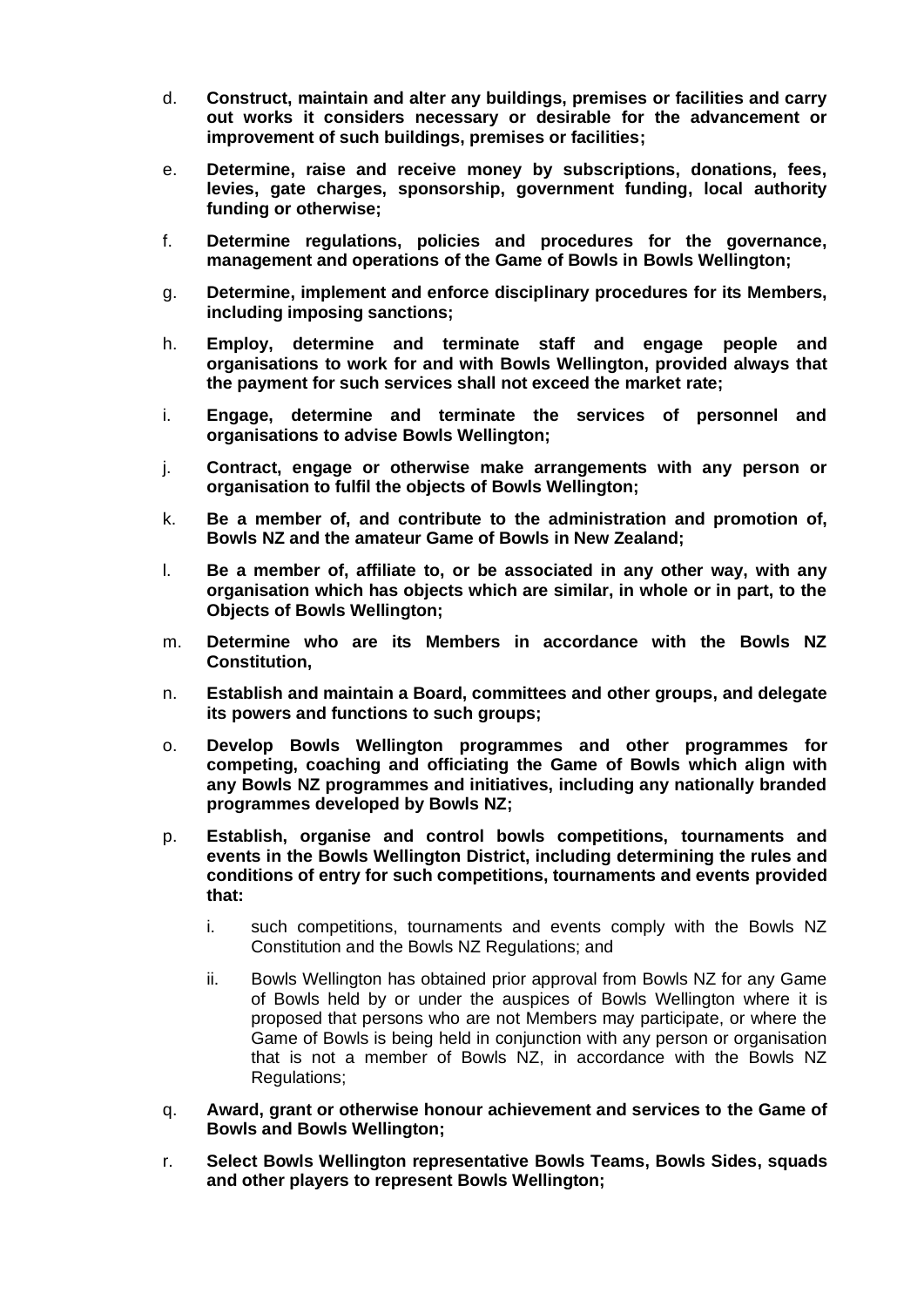d. **Construct, maintain and alter any buildings, premises or facilities and carry out works it considers necessary or desirable for the advancement or improvement of such buildings, premises or facilities;**

e. **Determine, raise and receive money by subscriptions, donations, fees, levies, gate charges, sponsorship, government funding, local authority funding or otherwise;**

f. **Determine regulations, policies and procedures for the governance, management and operations of the Game of Bowls in Bowls Wellington;**

g. **Determine, implement and enforce disciplinary procedures for its Members, including imposing sanctions;**

h. **Employ, determine and terminate staff and engage people and organisations to work for and with Bowls Wellington, provided always that the payment for such services shall not exceed the market rate;**

i. **Engage, determine and terminate the services of personnel and organisations to advise Bowls Wellington;**

j. **Contract, engage or otherwise make arrangements with any person or organisation to fulfil the objects of Bowls Wellington;**

k. **Be a member of, and contribute to the administration and promotion of, Bowls NZ and the amateur Game of Bowls in New Zealand;**

l. **Be a member of, affiliate to, or be associated in any other way, with any organisation which has objects which are similar, in whole or in part, to the Objects of Bowls Wellington;**

m. **Determine who are its Members in accordance with the Bowls NZ Constitution,**

n. **Establish and maintain a Board, committees and other groups, and delegate its powers and functions to such groups;**

o. **Develop Bowls Wellington programmes and other programmes for competing, coaching and officiating the Game of Bowls which align with any Bowls NZ programmes and initiatives, including any nationally branded programmes developed by Bowls NZ;**

p. **Establish, organise and control bowls competitions, tournaments and events in the Bowls Wellington District, including determining the rules and conditions of entry for such competitions, tournaments and events provided that:**

   i. such competitions, tournaments and events comply with the Bowls NZ Constitution and the Bowls NZ Regulations; and

   ii. Bowls Wellington has obtained prior approval from Bowls NZ for any Game of Bowls held by or under the auspices of Bowls Wellington where it is proposed that persons who are not Members may participate, or where the Game of Bowls is being held in conjunction with any person or organisation that is not a member of Bowls NZ, in accordance with the Bowls NZ Regulations;

q. **Award, grant or otherwise honour achievement and services to the Game of Bowls and Bowls Wellington;**

r. **Select Bowls Wellington representative Bowls Teams, Bowls Sides, squads and other players to represent Bowls Wellington;**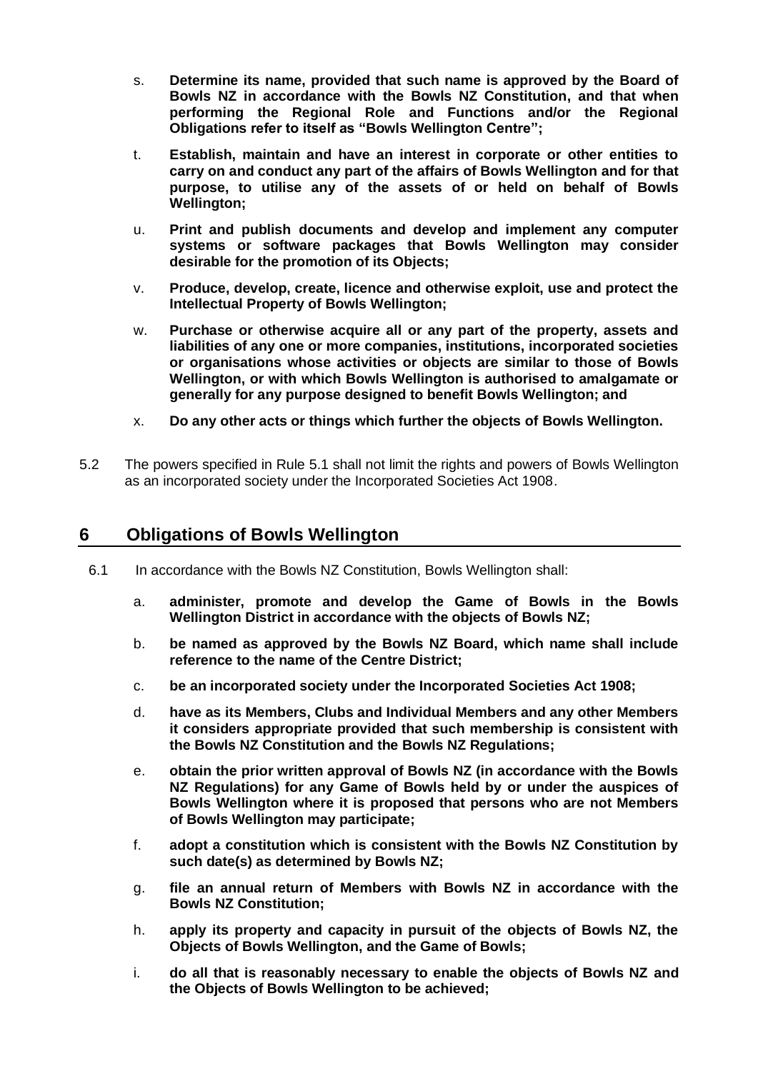s. **Determine its name, provided that such name is approved by the Board of Bowls NZ in accordance with the Bowls NZ Constitution, and that when performing the Regional Role and Functions and/or the Regional Obligations refer to itself as "Bowls Wellington Centre";**

t. **Establish, maintain and have an interest in corporate or other entities to carry on and conduct any part of the affairs of Bowls Wellington and for that purpose, to utilise any of the assets of or held on behalf of Bowls Wellington;**

u. **Print and publish documents and develop and implement any computer systems or software packages that Bowls Wellington may consider desirable for the promotion of its Objects;**

v. **Produce, develop, create, licence and otherwise exploit, use and protect the Intellectual Property of Bowls Wellington;**

w. **Purchase or otherwise acquire all or any part of the property, assets and liabilities of any one or more companies, institutions, incorporated societies or organisations whose activities or objects are similar to those of Bowls Wellington, or with which Bowls Wellington is authorised to amalgamate or generally for any purpose designed to benefit Bowls Wellington; and**

x. **Do any other acts or things which further the objects of Bowls Wellington.**

5.2 The powers specified in Rule 5.1 shall not limit the rights and powers of Bowls Wellington as an incorporated society under the Incorporated Societies Act 1908.

## 6 Obligations of Bowls Wellington

6.1 In accordance with the Bowls NZ Constitution, Bowls Wellington shall:

a. **administer, promote and develop the Game of Bowls in the Bowls Wellington District in accordance with the objects of Bowls NZ;**

b. **be named as approved by the Bowls NZ Board, which name shall include reference to the name of the Centre District;**

c. **be an incorporated society under the Incorporated Societies Act 1908;**

d. **have as its Members, Clubs and Individual Members and any other Members it considers appropriate provided that such membership is consistent with the Bowls NZ Constitution and the Bowls NZ Regulations;**

e. **obtain the prior written approval of Bowls NZ (in accordance with the Bowls NZ Regulations) for any Game of Bowls held by or under the auspices of Bowls Wellington where it is proposed that persons who are not Members of Bowls Wellington may participate;**

f. **adopt a constitution which is consistent with the Bowls NZ Constitution by such date(s) as determined by Bowls NZ;**

g. **file an annual return of Members with Bowls NZ in accordance with the Bowls NZ Constitution;**

h. **apply its property and capacity in pursuit of the objects of Bowls NZ, the Objects of Bowls Wellington, and the Game of Bowls;**

i. **do all that is reasonably necessary to enable the objects of Bowls NZ and the Objects of Bowls Wellington to be achieved;**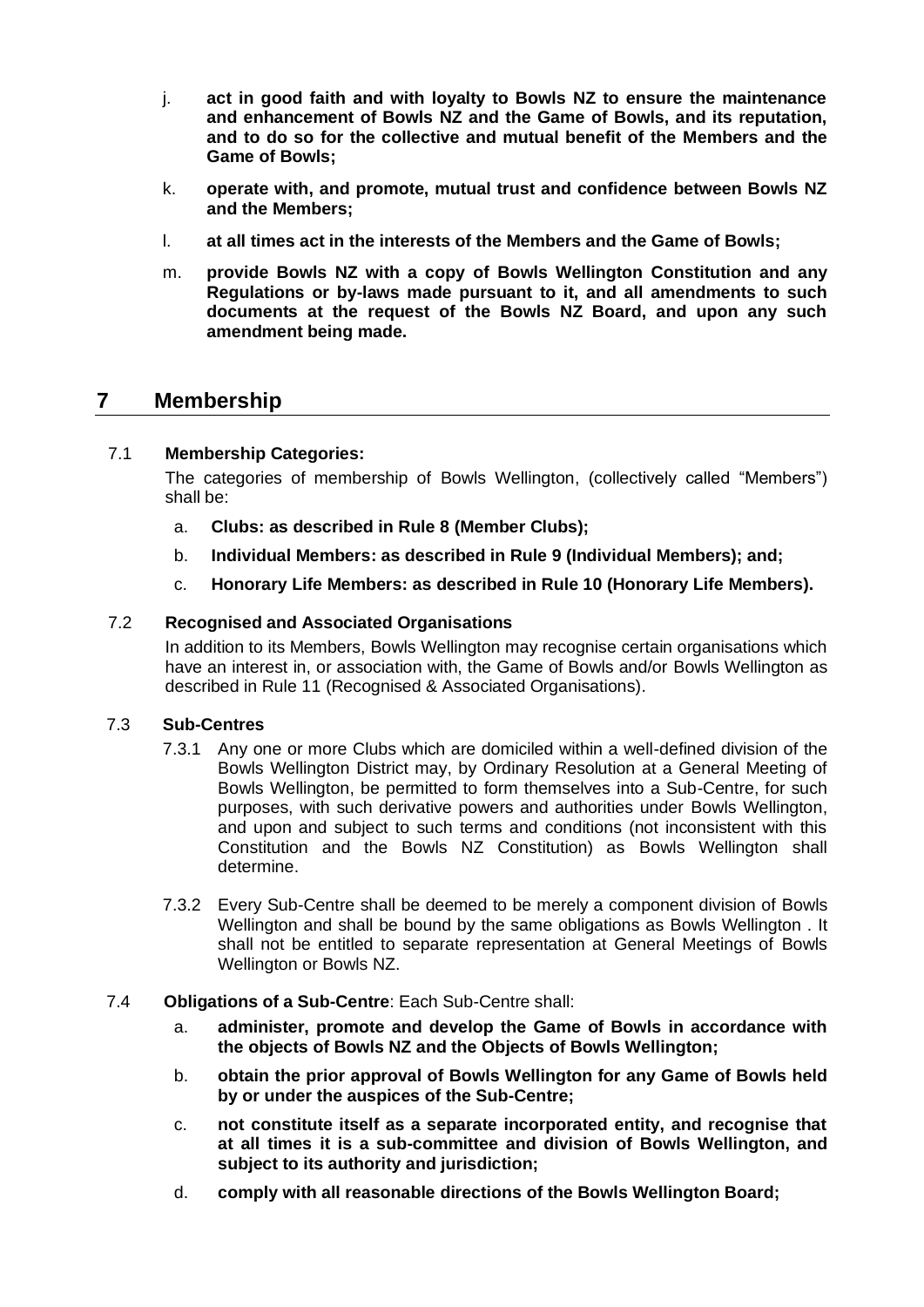j. **act in good faith and with loyalty to Bowls NZ to ensure the maintenance and enhancement of Bowls NZ and the Game of Bowls, and its reputation, and to do so for the collective and mutual benefit of the Members and the Game of Bowls;**

k. **operate with, and promote, mutual trust and confidence between Bowls NZ and the Members;**

l. **at all times act in the interests of the Members and the Game of Bowls;**

m. **provide Bowls NZ with a copy of Bowls Wellington Constitution and any Regulations or by-laws made pursuant to it, and all amendments to such documents at the request of the Bowls NZ Board, and upon any such amendment being made.**

## 7 Membership

### 7.1 Membership Categories:

The categories of membership of Bowls Wellington, (collectively called "Members") shall be:

a. **Clubs: as described in Rule 8 (Member Clubs);**

b. **Individual Members: as described in Rule 9 (Individual Members); and;**

c. **Honorary Life Members: as described in Rule 10 (Honorary Life Members).**

### 7.2 Recognised and Associated Organisations

In addition to its Members, Bowls Wellington may recognise certain organisations which have an interest in, or association with, the Game of Bowls and/or Bowls Wellington as described in Rule 11 (Recognised & Associated Organisations).

### 7.3 Sub-Centres

7.3.1 Any one or more Clubs which are domiciled within a well-defined division of the Bowls Wellington District may, by Ordinary Resolution at a General Meeting of Bowls Wellington, be permitted to form themselves into a Sub-Centre, for such purposes, with such derivative powers and authorities under Bowls Wellington, and upon and subject to such terms and conditions (not inconsistent with this Constitution and the Bowls NZ Constitution) as Bowls Wellington shall determine.

7.3.2 Every Sub-Centre shall be deemed to be merely a component division of Bowls Wellington and shall be bound by the same obligations as Bowls Wellington . It shall not be entitled to separate representation at General Meetings of Bowls Wellington or Bowls NZ.

### 7.4 Obligations of a Sub-Centre: Each Sub-Centre shall:

a. **administer, promote and develop the Game of Bowls in accordance with the objects of Bowls NZ and the Objects of Bowls Wellington;**

b. **obtain the prior approval of Bowls Wellington for any Game of Bowls held by or under the auspices of the Sub-Centre;**

c. **not constitute itself as a separate incorporated entity, and recognise that at all times it is a sub-committee and division of Bowls Wellington, and subject to its authority and jurisdiction;**

d. **comply with all reasonable directions of the Bowls Wellington Board;**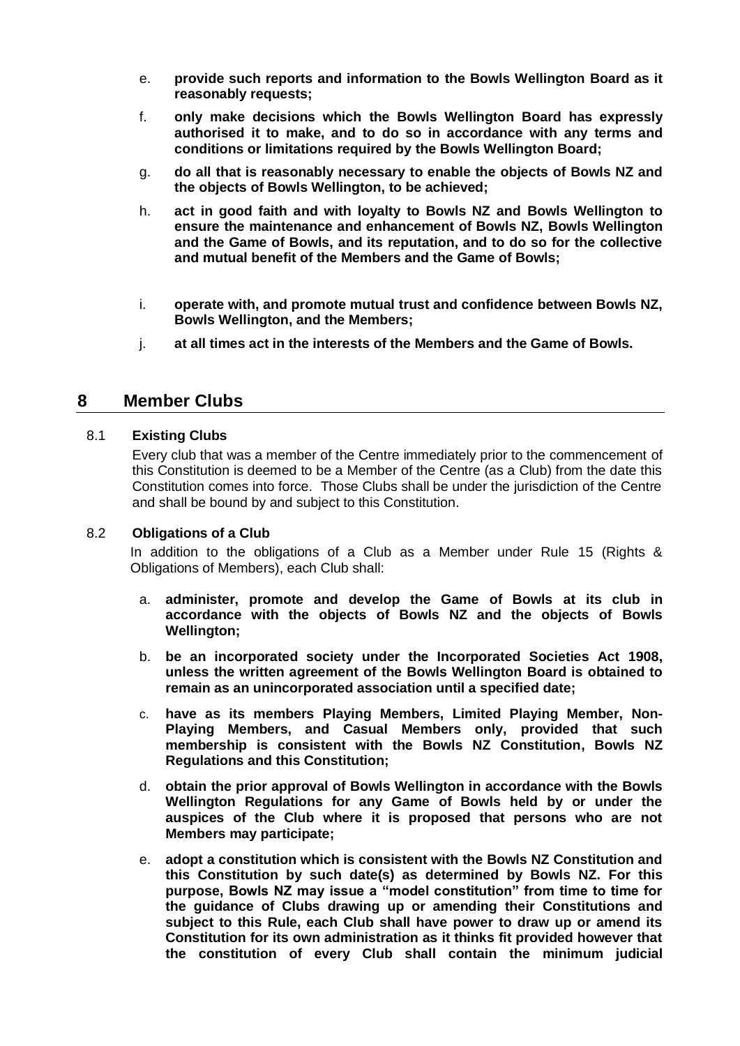e. **provide such reports and information to the Bowls Wellington Board as it reasonably requests;**

f. **only make decisions which the Bowls Wellington Board has expressly authorised it to make, and to do so in accordance with any terms and conditions or limitations required by the Bowls Wellington Board;**

g. **do all that is reasonably necessary to enable the objects of Bowls NZ and the objects of Bowls Wellington, to be achieved;**

h. **act in good faith and with loyalty to Bowls NZ and Bowls Wellington to ensure the maintenance and enhancement of Bowls NZ, Bowls Wellington and the Game of Bowls, and its reputation, and to do so for the collective and mutual benefit of the Members and the Game of Bowls;**

i. **operate with, and promote mutual trust and confidence between Bowls NZ, Bowls Wellington, and the Members;**

j. **at all times act in the interests of the Members and the Game of Bowls.**

## 8 Member Clubs

### 8.1 Existing Clubs

Every club that was a member of the Centre immediately prior to the commencement of this Constitution is deemed to be a Member of the Centre (as a Club) from the date this Constitution comes into force. Those Clubs shall be under the jurisdiction of the Centre and shall be bound by and subject to this Constitution.

### 8.2 Obligations of a Club

In addition to the obligations of a Club as a Member under Rule 15 (Rights & Obligations of Members), each Club shall:

a. **administer, promote and develop the Game of Bowls at its club in accordance with the objects of Bowls NZ and the objects of Bowls Wellington;**

b. **be an incorporated society under the Incorporated Societies Act 1908, unless the written agreement of the Bowls Wellington Board is obtained to remain as an unincorporated association until a specified date;**

c. **have as its members Playing Members, Limited Playing Member, Non-Playing Members, and Casual Members only, provided that such membership is consistent with the Bowls NZ Constitution, Bowls NZ Regulations and this Constitution;**

d. **obtain the prior approval of Bowls Wellington in accordance with the Bowls Wellington Regulations for any Game of Bowls held by or under the auspices of the Club where it is proposed that persons who are not Members may participate;**

e. **adopt a constitution which is consistent with the Bowls NZ Constitution and this Constitution by such date(s) as determined by Bowls NZ. For this purpose, Bowls NZ may issue a "model constitution" from time to time for the guidance of Clubs drawing up or amending their Constitutions and subject to this Rule, each Club shall have power to draw up or amend its Constitution for its own administration as it thinks fit provided however that the constitution of every Club shall contain the minimum judicial**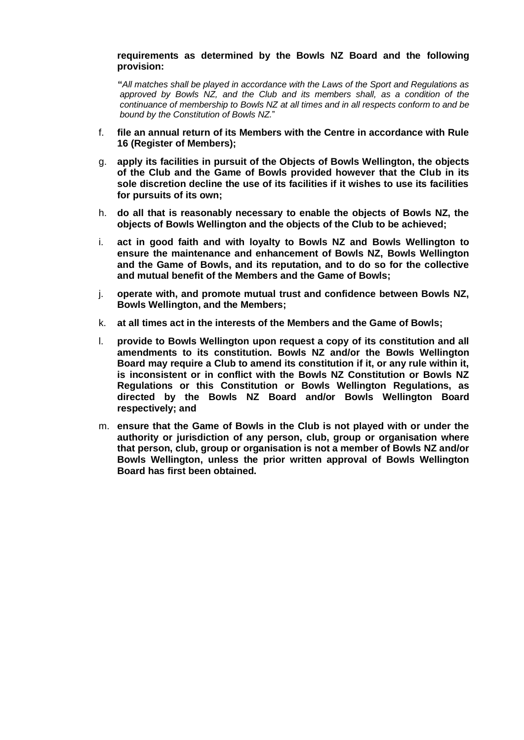**requirements as determined by the Bowls NZ Board and the following provision:**

**"***All matches shall be played in accordance with the Laws of the Sport and Regulations as approved by Bowls NZ, and the Club and its members shall, as a condition of the continuance of membership to Bowls NZ at all times and in all respects conform to and be bound by the Constitution of Bowls NZ.*"

f. **file an annual return of its Members with the Centre in accordance with Rule 16 (Register of Members);**

g. **apply its facilities in pursuit of the Objects of Bowls Wellington, the objects of the Club and the Game of Bowls provided however that the Club in its sole discretion decline the use of its facilities if it wishes to use its facilities for pursuits of its own;**

h. **do all that is reasonably necessary to enable the objects of Bowls NZ, the objects of Bowls Wellington and the objects of the Club to be achieved;**

i. **act in good faith and with loyalty to Bowls NZ and Bowls Wellington to ensure the maintenance and enhancement of Bowls NZ, Bowls Wellington and the Game of Bowls, and its reputation, and to do so for the collective and mutual benefit of the Members and the Game of Bowls;**

j. **operate with, and promote mutual trust and confidence between Bowls NZ, Bowls Wellington, and the Members;**

k. **at all times act in the interests of the Members and the Game of Bowls;**

l. **provide to Bowls Wellington upon request a copy of its constitution and all amendments to its constitution. Bowls NZ and/or the Bowls Wellington Board may require a Club to amend its constitution if it, or any rule within it, is inconsistent or in conflict with the Bowls NZ Constitution or Bowls NZ Regulations or this Constitution or Bowls Wellington Regulations, as directed by the Bowls NZ Board and/or Bowls Wellington Board respectively; and**

m. **ensure that the Game of Bowls in the Club is not played with or under the authority or jurisdiction of any person, club, group or organisation where that person, club, group or organisation is not a member of Bowls NZ and/or Bowls Wellington, unless the prior written approval of Bowls Wellington Board has first been obtained.**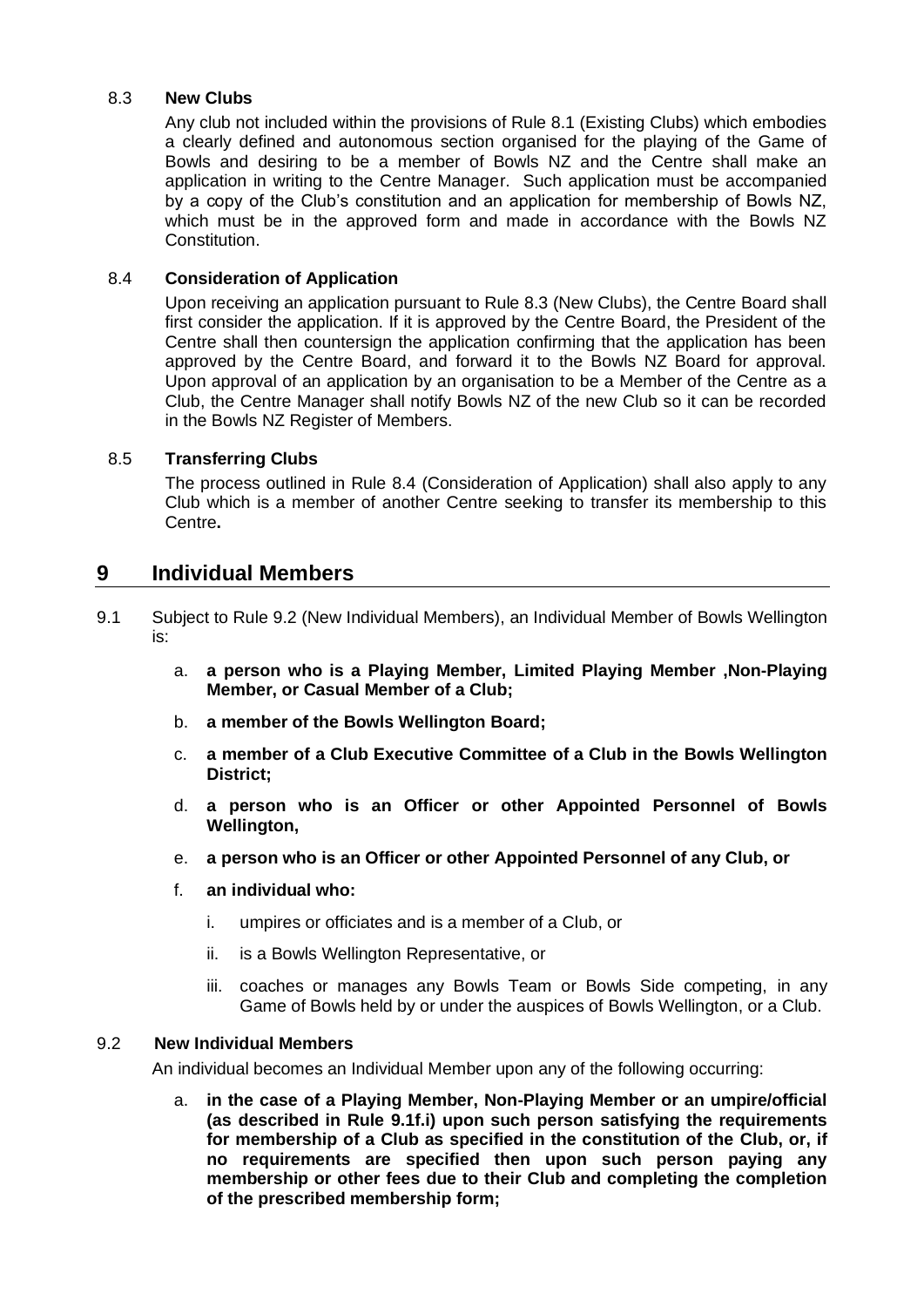### 8.3 New Clubs

Any club not included within the provisions of Rule 8.1 (Existing Clubs) which embodies a clearly defined and autonomous section organised for the playing of the Game of Bowls and desiring to be a member of Bowls NZ and the Centre shall make an application in writing to the Centre Manager. Such application must be accompanied by a copy of the Club's constitution and an application for membership of Bowls NZ, which must be in the approved form and made in accordance with the Bowls NZ Constitution.

### 8.4 Consideration of Application

Upon receiving an application pursuant to Rule 8.3 (New Clubs), the Centre Board shall first consider the application. If it is approved by the Centre Board, the President of the Centre shall then countersign the application confirming that the application has been approved by the Centre Board, and forward it to the Bowls NZ Board for approval. Upon approval of an application by an organisation to be a Member of the Centre as a Club, the Centre Manager shall notify Bowls NZ of the new Club so it can be recorded in the Bowls NZ Register of Members.

### 8.5 Transferring Clubs

The process outlined in Rule 8.4 (Consideration of Application) shall also apply to any Club which is a member of another Centre seeking to transfer its membership to this Centre**.**

## 9 Individual Members

9.1 Subject to Rule 9.2 (New Individual Members), an Individual Member of Bowls Wellington is:

a. **a person who is a Playing Member, Limited Playing Member ,Non-Playing Member, or Casual Member of a Club;**

b. **a member of the Bowls Wellington Board;**

c. **a member of a Club Executive Committee of a Club in the Bowls Wellington District;**

d. **a person who is an Officer or other Appointed Personnel of Bowls Wellington,**

e. **a person who is an Officer or other Appointed Personnel of any Club, or**

f. **an individual who:**

   i. umpires or officiates and is a member of a Club, or

   ii. is a Bowls Wellington Representative, or

   iii. coaches or manages any Bowls Team or Bowls Side competing, in any Game of Bowls held by or under the auspices of Bowls Wellington, or a Club.

### 9.2 New Individual Members

An individual becomes an Individual Member upon any of the following occurring:

a. **in the case of a Playing Member, Non-Playing Member or an umpire/official (as described in Rule 9.1f.i) upon such person satisfying the requirements for membership of a Club as specified in the constitution of the Club, or, if no requirements are specified then upon such person paying any membership or other fees due to their Club and completing the completion of the prescribed membership form;**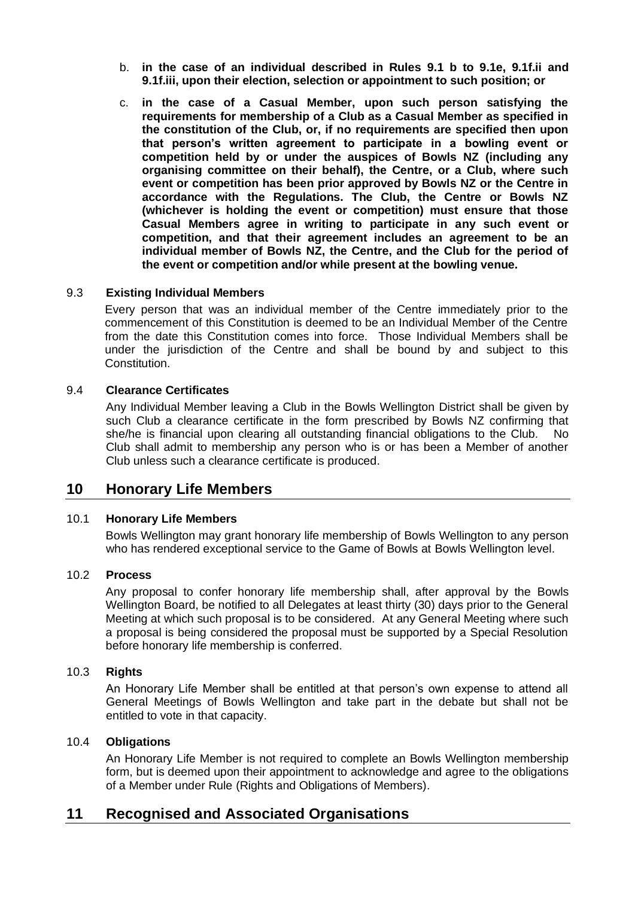b. **in the case of an individual described in Rules 9.1 b to 9.1e, 9.1f.ii and 9.1f.iii, upon their election, selection or appointment to such position; or**

c. **in the case of a Casual Member, upon such person satisfying the requirements for membership of a Club as a Casual Member as specified in the constitution of the Club, or, if no requirements are specified then upon that person's written agreement to participate in a bowling event or competition held by or under the auspices of Bowls NZ (including any organising committee on their behalf), the Centre, or a Club, where such event or competition has been prior approved by Bowls NZ or the Centre in accordance with the Regulations. The Club, the Centre or Bowls NZ (whichever is holding the event or competition) must ensure that those Casual Members agree in writing to participate in any such event or competition, and that their agreement includes an agreement to be an individual member of Bowls NZ, the Centre, and the Club for the period of the event or competition and/or while present at the bowling venue.**

### 9.3 Existing Individual Members

Every person that was an individual member of the Centre immediately prior to the commencement of this Constitution is deemed to be an Individual Member of the Centre from the date this Constitution comes into force. Those Individual Members shall be under the jurisdiction of the Centre and shall be bound by and subject to this Constitution.

### 9.4 Clearance Certificates

Any Individual Member leaving a Club in the Bowls Wellington District shall be given by such Club a clearance certificate in the form prescribed by Bowls NZ confirming that she/he is financial upon clearing all outstanding financial obligations to the Club. No Club shall admit to membership any person who is or has been a Member of another Club unless such a clearance certificate is produced.

## 10 Honorary Life Members

### 10.1 Honorary Life Members

Bowls Wellington may grant honorary life membership of Bowls Wellington to any person who has rendered exceptional service to the Game of Bowls at Bowls Wellington level.

### 10.2 Process

Any proposal to confer honorary life membership shall, after approval by the Bowls Wellington Board, be notified to all Delegates at least thirty (30) days prior to the General Meeting at which such proposal is to be considered. At any General Meeting where such a proposal is being considered the proposal must be supported by a Special Resolution before honorary life membership is conferred.

### 10.3 Rights

An Honorary Life Member shall be entitled at that person's own expense to attend all General Meetings of Bowls Wellington and take part in the debate but shall not be entitled to vote in that capacity.

### 10.4 Obligations

An Honorary Life Member is not required to complete an Bowls Wellington membership form, but is deemed upon their appointment to acknowledge and agree to the obligations of a Member under Rule (Rights and Obligations of Members).

## 11 Recognised and Associated Organisations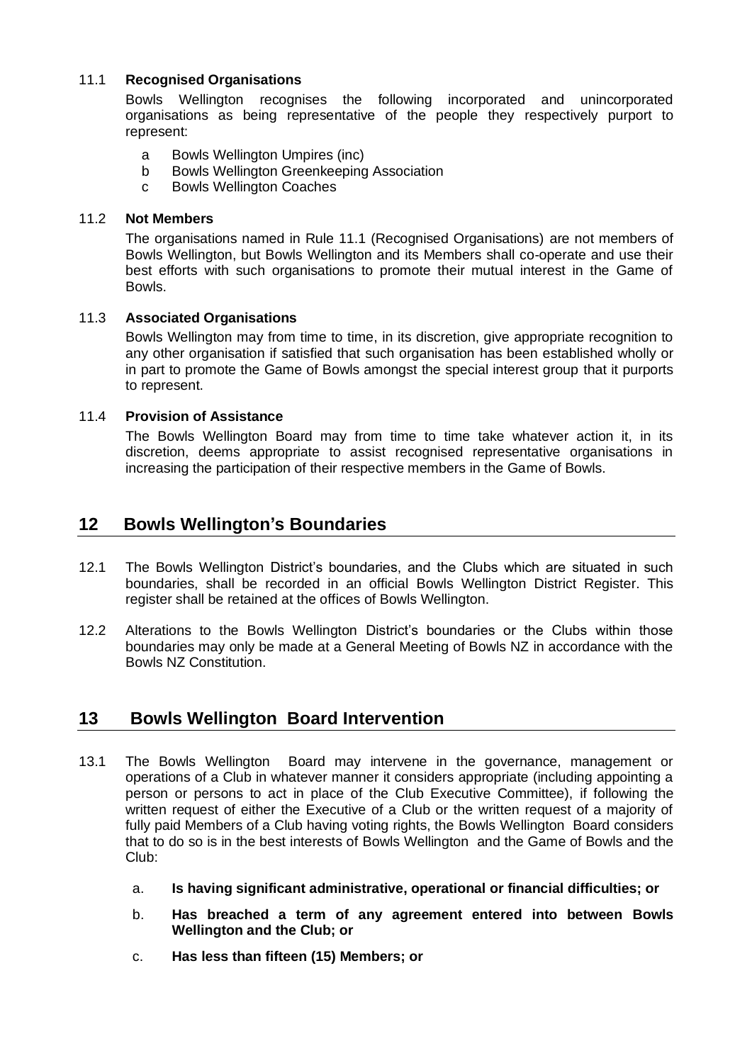### 11.1 Recognised Organisations

Bowls Wellington recognises the following incorporated and unincorporated organisations as being representative of the people they respectively purport to represent:

- a Bowls Wellington Umpires (inc)
- b Bowls Wellington Greenkeeping Association
- c Bowls Wellington Coaches

### 11.2 Not Members

The organisations named in Rule 11.1 (Recognised Organisations) are not members of Bowls Wellington, but Bowls Wellington and its Members shall co-operate and use their best efforts with such organisations to promote their mutual interest in the Game of Bowls.

### 11.3 Associated Organisations

Bowls Wellington may from time to time, in its discretion, give appropriate recognition to any other organisation if satisfied that such organisation has been established wholly or in part to promote the Game of Bowls amongst the special interest group that it purports to represent.

### 11.4 Provision of Assistance

The Bowls Wellington Board may from time to time take whatever action it, in its discretion, deems appropriate to assist recognised representative organisations in increasing the participation of their respective members in the Game of Bowls.

## 12 Bowls Wellington's Boundaries

12.1 The Bowls Wellington District's boundaries, and the Clubs which are situated in such boundaries, shall be recorded in an official Bowls Wellington District Register. This register shall be retained at the offices of Bowls Wellington.

12.2 Alterations to the Bowls Wellington District's boundaries or the Clubs within those boundaries may only be made at a General Meeting of Bowls NZ in accordance with the Bowls NZ Constitution.

## 13 Bowls Wellington Board Intervention

13.1 The Bowls Wellington Board may intervene in the governance, management or operations of a Club in whatever manner it considers appropriate (including appointing a person or persons to act in place of the Club Executive Committee), if following the written request of either the Executive of a Club or the written request of a majority of fully paid Members of a Club having voting rights, the Bowls Wellington Board considers that to do so is in the best interests of Bowls Wellington and the Game of Bowls and the Club:

- a. **Is having significant administrative, operational or financial difficulties; or**
- b. **Has breached a term of any agreement entered into between Bowls Wellington and the Club; or**
- c. **Has less than fifteen (15) Members; or**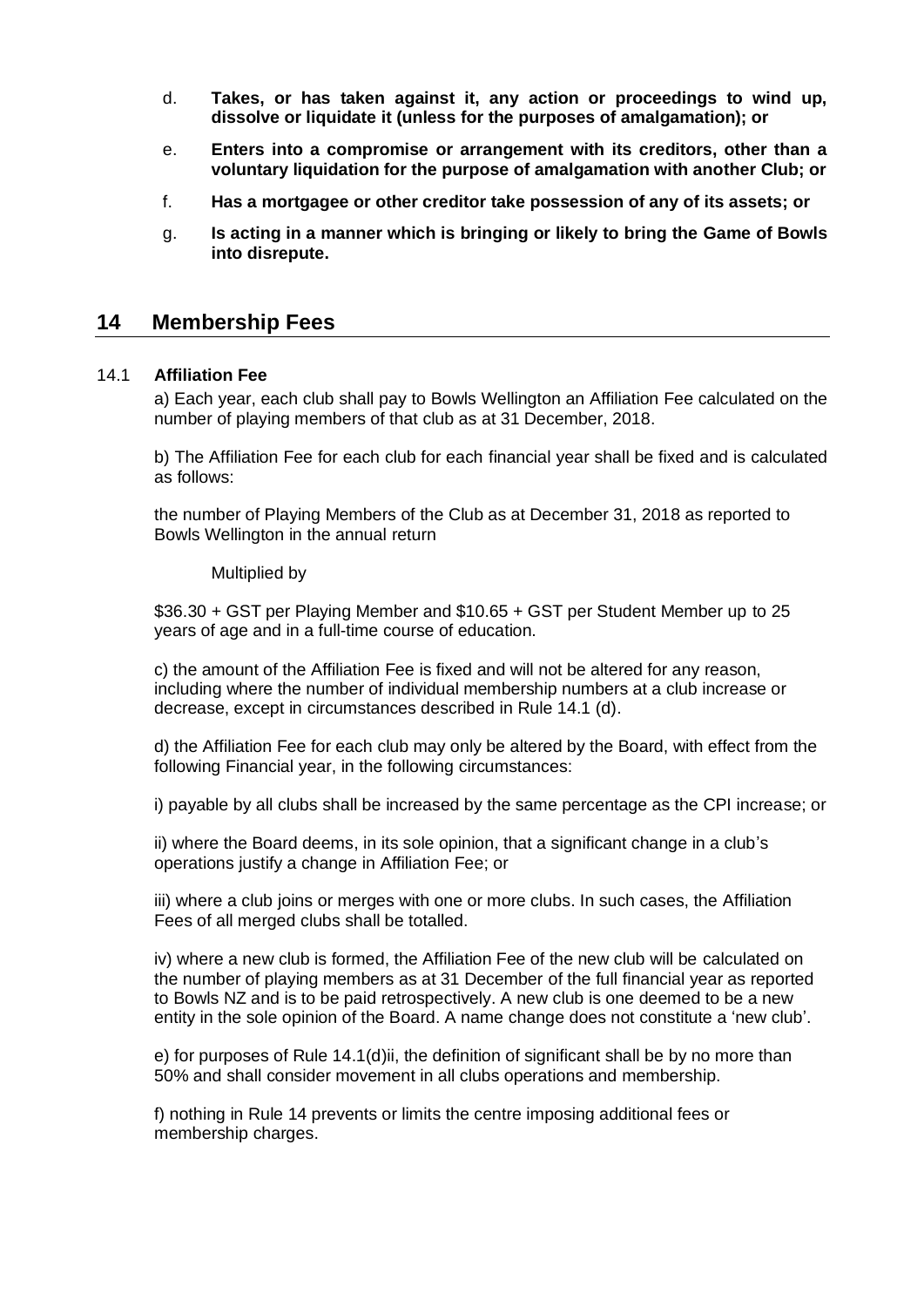d. **Takes, or has taken against it, any action or proceedings to wind up, dissolve or liquidate it (unless for the purposes of amalgamation); or**

e. **Enters into a compromise or arrangement with its creditors, other than a voluntary liquidation for the purpose of amalgamation with another Club; or**

f. **Has a mortgagee or other creditor take possession of any of its assets; or**

g. **Is acting in a manner which is bringing or likely to bring the Game of Bowls into disrepute.**

## 14 Membership Fees

### 14.1 Affiliation Fee

a) Each year, each club shall pay to Bowls Wellington an Affiliation Fee calculated on the number of playing members of that club as at 31 December, 2018.

b) The Affiliation Fee for each club for each financial year shall be fixed and is calculated as follows:

the number of Playing Members of the Club as at December 31, 2018 as reported to Bowls Wellington in the annual return

Multiplied by

$36.30 + GST per Playing Member and $10.65 + GST per Student Member up to 25 years of age and in a full-time course of education.

c) the amount of the Affiliation Fee is fixed and will not be altered for any reason, including where the number of individual membership numbers at a club increase or decrease, except in circumstances described in Rule 14.1 (d).

d) the Affiliation Fee for each club may only be altered by the Board, with effect from the following Financial year, in the following circumstances:

i) payable by all clubs shall be increased by the same percentage as the CPI increase; or

ii) where the Board deems, in its sole opinion, that a significant change in a club's operations justify a change in Affiliation Fee; or

iii) where a club joins or merges with one or more clubs. In such cases, the Affiliation Fees of all merged clubs shall be totalled.

iv) where a new club is formed, the Affiliation Fee of the new club will be calculated on the number of playing members as at 31 December of the full financial year as reported to Bowls NZ and is to be paid retrospectively. A new club is one deemed to be a new entity in the sole opinion of the Board. A name change does not constitute a 'new club'.

e) for purposes of Rule 14.1(d)ii, the definition of significant shall be by no more than 50% and shall consider movement in all clubs operations and membership.

f) nothing in Rule 14 prevents or limits the centre imposing additional fees or membership charges.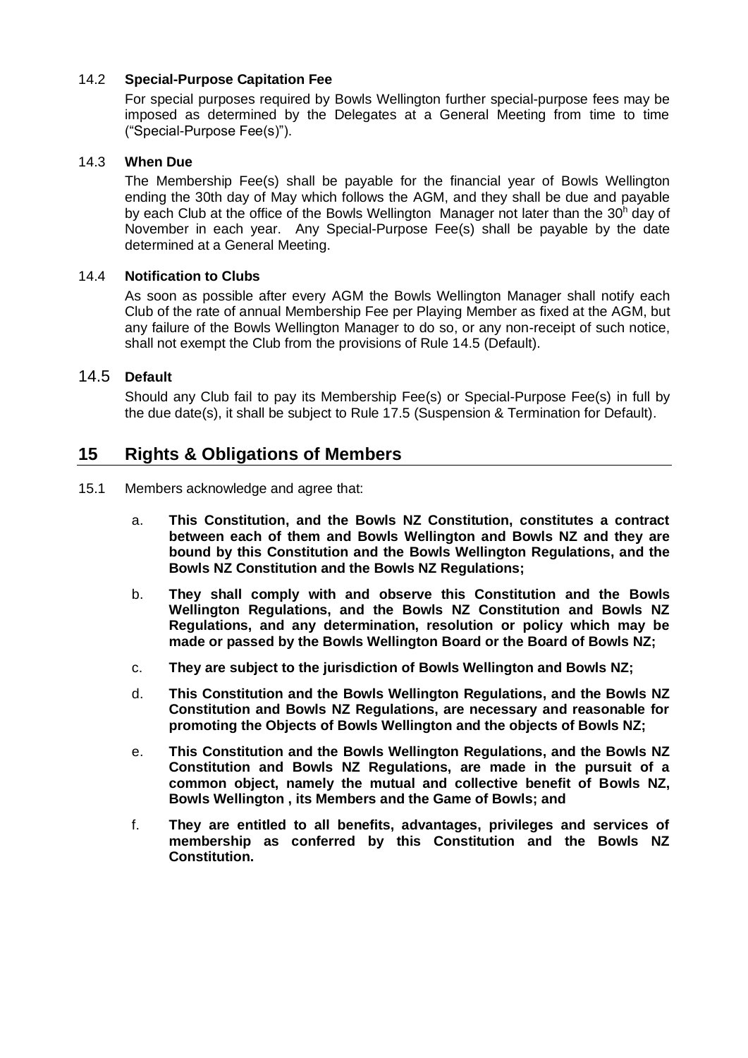### 14.2 Special-Purpose Capitation Fee

For special purposes required by Bowls Wellington further special-purpose fees may be imposed as determined by the Delegates at a General Meeting from time to time ("Special-Purpose Fee(s)").

### 14.3 When Due

The Membership Fee(s) shall be payable for the financial year of Bowls Wellington ending the 30th day of May which follows the AGM, and they shall be due and payable by each Club at the office of the Bowls Wellington Manager not later than the 30h day of November in each year. Any Special-Purpose Fee(s) shall be payable by the date determined at a General Meeting.

### 14.4 Notification to Clubs

As soon as possible after every AGM the Bowls Wellington Manager shall notify each Club of the rate of annual Membership Fee per Playing Member as fixed at the AGM, but any failure of the Bowls Wellington Manager to do so, or any non-receipt of such notice, shall not exempt the Club from the provisions of Rule 14.5 (Default).

### 14.5 Default

Should any Club fail to pay its Membership Fee(s) or Special-Purpose Fee(s) in full by the due date(s), it shall be subject to Rule 17.5 (Suspension & Termination for Default).

## 15 Rights & Obligations of Members

15.1 Members acknowledge and agree that:

a. **This Constitution, and the Bowls NZ Constitution, constitutes a contract between each of them and Bowls Wellington and Bowls NZ and they are bound by this Constitution and the Bowls Wellington Regulations, and the Bowls NZ Constitution and the Bowls NZ Regulations;**

b. **They shall comply with and observe this Constitution and the Bowls Wellington Regulations, and the Bowls NZ Constitution and Bowls NZ Regulations, and any determination, resolution or policy which may be made or passed by the Bowls Wellington Board or the Board of Bowls NZ;**

c. **They are subject to the jurisdiction of Bowls Wellington and Bowls NZ;**

d. **This Constitution and the Bowls Wellington Regulations, and the Bowls NZ Constitution and Bowls NZ Regulations, are necessary and reasonable for promoting the Objects of Bowls Wellington and the objects of Bowls NZ;**

e. **This Constitution and the Bowls Wellington Regulations, and the Bowls NZ Constitution and Bowls NZ Regulations, are made in the pursuit of a common object, namely the mutual and collective benefit of Bowls NZ, Bowls Wellington , its Members and the Game of Bowls; and**

f. **They are entitled to all benefits, advantages, privileges and services of membership as conferred by this Constitution and the Bowls NZ Constitution.**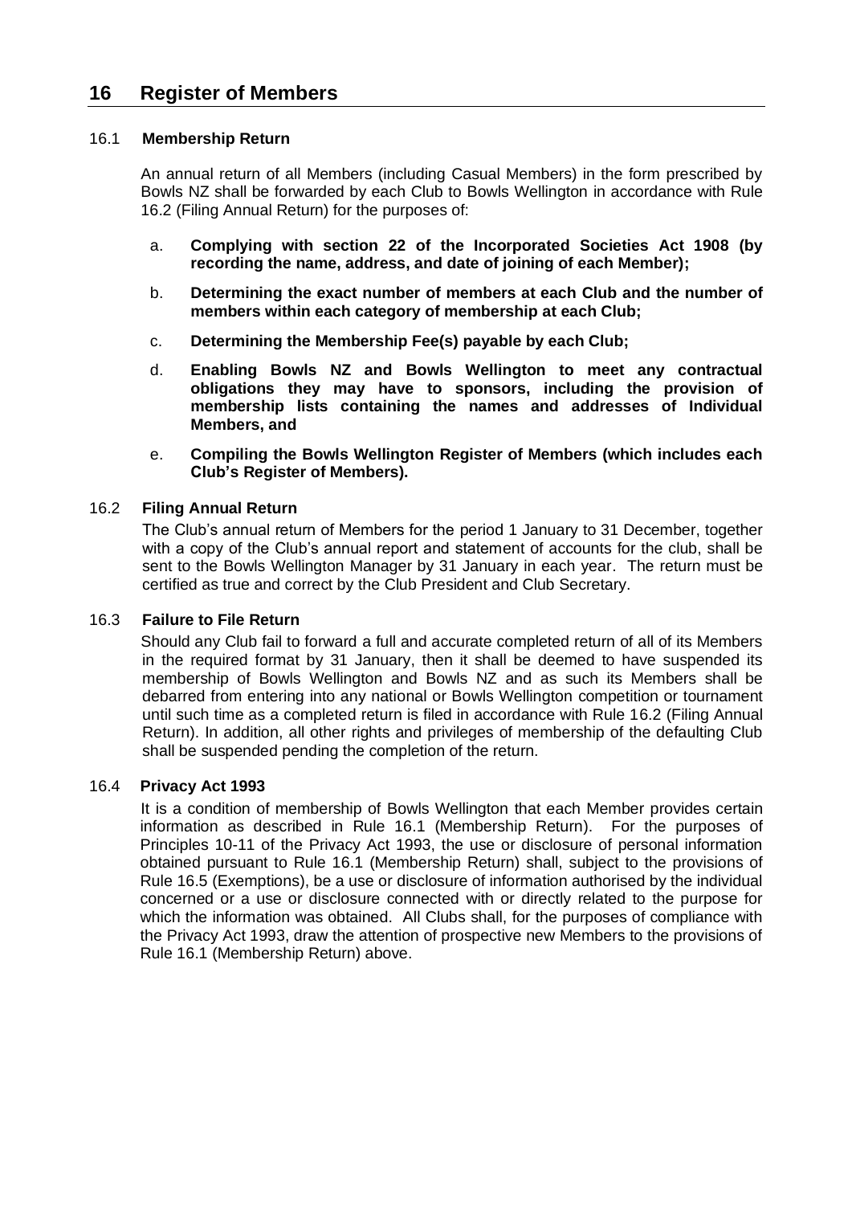# 16 Register of Members

### 16.1 Membership Return

An annual return of all Members (including Casual Members) in the form prescribed by Bowls NZ shall be forwarded by each Club to Bowls Wellington in accordance with Rule 16.2 (Filing Annual Return) for the purposes of:

a. **Complying with section 22 of the Incorporated Societies Act 1908 (by recording the name, address, and date of joining of each Member);**

b. **Determining the exact number of members at each Club and the number of members within each category of membership at each Club;**

c. **Determining the Membership Fee(s) payable by each Club;**

d. **Enabling Bowls NZ and Bowls Wellington to meet any contractual obligations they may have to sponsors, including the provision of membership lists containing the names and addresses of Individual Members, and**

e. **Compiling the Bowls Wellington Register of Members (which includes each Club's Register of Members).**

### 16.2 Filing Annual Return

The Club's annual return of Members for the period 1 January to 31 December, together with a copy of the Club's annual report and statement of accounts for the club, shall be sent to the Bowls Wellington Manager by 31 January in each year. The return must be certified as true and correct by the Club President and Club Secretary.

### 16.3 Failure to File Return

Should any Club fail to forward a full and accurate completed return of all of its Members in the required format by 31 January, then it shall be deemed to have suspended its membership of Bowls Wellington and Bowls NZ and as such its Members shall be debarred from entering into any national or Bowls Wellington competition or tournament until such time as a completed return is filed in accordance with Rule 16.2 (Filing Annual Return). In addition, all other rights and privileges of membership of the defaulting Club shall be suspended pending the completion of the return.

### 16.4 Privacy Act 1993

It is a condition of membership of Bowls Wellington that each Member provides certain information as described in Rule 16.1 (Membership Return). For the purposes of Principles 10-11 of the Privacy Act 1993, the use or disclosure of personal information obtained pursuant to Rule 16.1 (Membership Return) shall, subject to the provisions of Rule 16.5 (Exemptions), be a use or disclosure of information authorised by the individual concerned or a use or disclosure connected with or directly related to the purpose for which the information was obtained. All Clubs shall, for the purposes of compliance with the Privacy Act 1993, draw the attention of prospective new Members to the provisions of Rule 16.1 (Membership Return) above.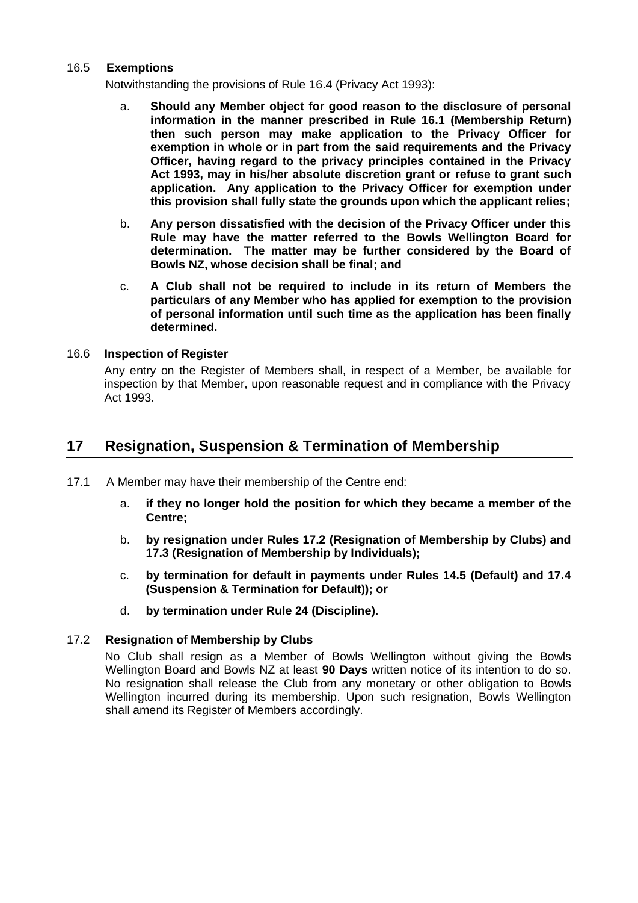### 16.5 Exemptions

Notwithstanding the provisions of Rule 16.4 (Privacy Act 1993):

a. **Should any Member object for good reason to the disclosure of personal information in the manner prescribed in Rule 16.1 (Membership Return) then such person may make application to the Privacy Officer for exemption in whole or in part from the said requirements and the Privacy Officer, having regard to the privacy principles contained in the Privacy Act 1993, may in his/her absolute discretion grant or refuse to grant such application. Any application to the Privacy Officer for exemption under this provision shall fully state the grounds upon which the applicant relies;**

b. **Any person dissatisfied with the decision of the Privacy Officer under this Rule may have the matter referred to the Bowls Wellington Board for determination. The matter may be further considered by the Board of Bowls NZ, whose decision shall be final; and**

c. **A Club shall not be required to include in its return of Members the particulars of any Member who has applied for exemption to the provision of personal information until such time as the application has been finally determined.**

### 16.6 Inspection of Register

Any entry on the Register of Members shall, in respect of a Member, be available for inspection by that Member, upon reasonable request and in compliance with the Privacy Act 1993.

## 17 Resignation, Suspension & Termination of Membership

17.1 A Member may have their membership of the Centre end:

a. **if they no longer hold the position for which they became a member of the Centre;**

b. **by resignation under Rules 17.2 (Resignation of Membership by Clubs) and 17.3 (Resignation of Membership by Individuals);**

c. **by termination for default in payments under Rules 14.5 (Default) and 17.4 (Suspension & Termination for Default)); or**

d. **by termination under Rule 24 (Discipline).**

### 17.2 Resignation of Membership by Clubs

No Club shall resign as a Member of Bowls Wellington without giving the Bowls Wellington Board and Bowls NZ at least **90 Days** written notice of its intention to do so. No resignation shall release the Club from any monetary or other obligation to Bowls Wellington incurred during its membership. Upon such resignation, Bowls Wellington shall amend its Register of Members accordingly.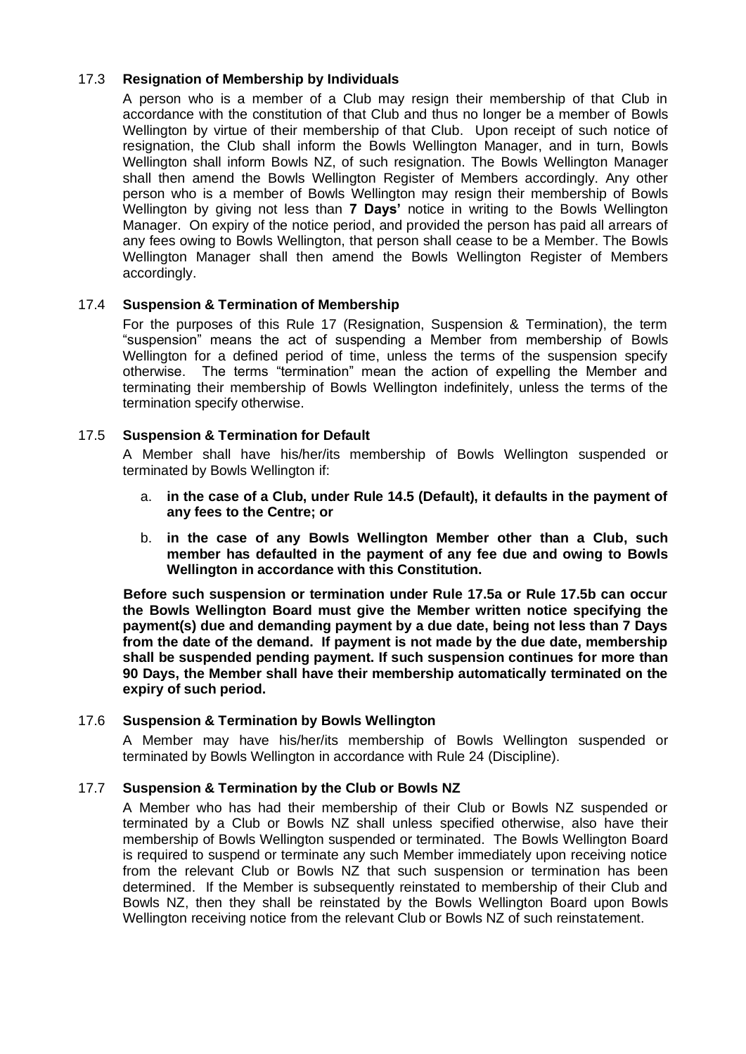### 17.3 Resignation of Membership by Individuals

A person who is a member of a Club may resign their membership of that Club in accordance with the constitution of that Club and thus no longer be a member of Bowls Wellington by virtue of their membership of that Club. Upon receipt of such notice of resignation, the Club shall inform the Bowls Wellington Manager, and in turn, Bowls Wellington shall inform Bowls NZ, of such resignation. The Bowls Wellington Manager shall then amend the Bowls Wellington Register of Members accordingly. Any other person who is a member of Bowls Wellington may resign their membership of Bowls Wellington by giving not less than **7 Days'** notice in writing to the Bowls Wellington Manager. On expiry of the notice period, and provided the person has paid all arrears of any fees owing to Bowls Wellington, that person shall cease to be a Member. The Bowls Wellington Manager shall then amend the Bowls Wellington Register of Members accordingly.

### 17.4 Suspension & Termination of Membership

For the purposes of this Rule 17 (Resignation, Suspension & Termination), the term "suspension" means the act of suspending a Member from membership of Bowls Wellington for a defined period of time, unless the terms of the suspension specify otherwise. The terms "termination" mean the action of expelling the Member and terminating their membership of Bowls Wellington indefinitely, unless the terms of the termination specify otherwise.

### 17.5 Suspension & Termination for Default

A Member shall have his/her/its membership of Bowls Wellington suspended or terminated by Bowls Wellington if:

a. **in the case of a Club, under Rule 14.5 (Default), it defaults in the payment of any fees to the Centre; or**

b. **in the case of any Bowls Wellington Member other than a Club, such member has defaulted in the payment of any fee due and owing to Bowls Wellington in accordance with this Constitution.**

**Before such suspension or termination under Rule 17.5a or Rule 17.5b can occur the Bowls Wellington Board must give the Member written notice specifying the payment(s) due and demanding payment by a due date, being not less than 7 Days from the date of the demand. If payment is not made by the due date, membership shall be suspended pending payment. If such suspension continues for more than 90 Days, the Member shall have their membership automatically terminated on the expiry of such period.**

### 17.6 Suspension & Termination by Bowls Wellington

A Member may have his/her/its membership of Bowls Wellington suspended or terminated by Bowls Wellington in accordance with Rule 24 (Discipline).

### 17.7 Suspension & Termination by the Club or Bowls NZ

A Member who has had their membership of their Club or Bowls NZ suspended or terminated by a Club or Bowls NZ shall unless specified otherwise, also have their membership of Bowls Wellington suspended or terminated. The Bowls Wellington Board is required to suspend or terminate any such Member immediately upon receiving notice from the relevant Club or Bowls NZ that such suspension or termination has been determined. If the Member is subsequently reinstated to membership of their Club and Bowls NZ, then they shall be reinstated by the Bowls Wellington Board upon Bowls Wellington receiving notice from the relevant Club or Bowls NZ of such reinstatement.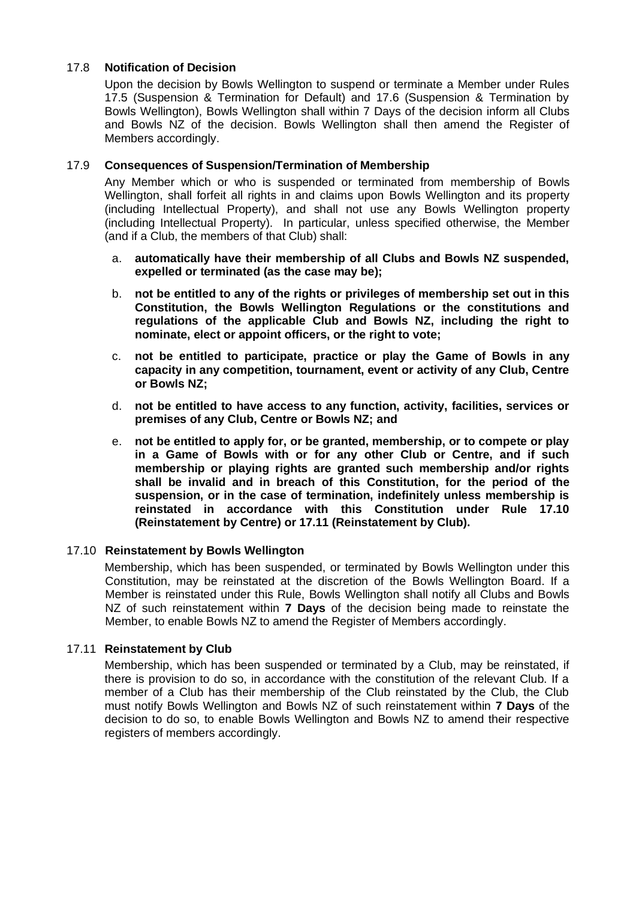### 17.8 Notification of Decision

Upon the decision by Bowls Wellington to suspend or terminate a Member under Rules 17.5 (Suspension & Termination for Default) and 17.6 (Suspension & Termination by Bowls Wellington), Bowls Wellington shall within 7 Days of the decision inform all Clubs and Bowls NZ of the decision. Bowls Wellington shall then amend the Register of Members accordingly.

### 17.9 Consequences of Suspension/Termination of Membership

Any Member which or who is suspended or terminated from membership of Bowls Wellington, shall forfeit all rights in and claims upon Bowls Wellington and its property (including Intellectual Property), and shall not use any Bowls Wellington property (including Intellectual Property). In particular, unless specified otherwise, the Member (and if a Club, the members of that Club) shall:

a. **automatically have their membership of all Clubs and Bowls NZ suspended, expelled or terminated (as the case may be);**

b. **not be entitled to any of the rights or privileges of membership set out in this Constitution, the Bowls Wellington Regulations or the constitutions and regulations of the applicable Club and Bowls NZ, including the right to nominate, elect or appoint officers, or the right to vote;**

c. **not be entitled to participate, practice or play the Game of Bowls in any capacity in any competition, tournament, event or activity of any Club, Centre or Bowls NZ;**

d. **not be entitled to have access to any function, activity, facilities, services or premises of any Club, Centre or Bowls NZ; and**

e. **not be entitled to apply for, or be granted, membership, or to compete or play in a Game of Bowls with or for any other Club or Centre, and if such membership or playing rights are granted such membership and/or rights shall be invalid and in breach of this Constitution, for the period of the suspension, or in the case of termination, indefinitely unless membership is reinstated in accordance with this Constitution under Rule 17.10 (Reinstatement by Centre) or 17.11 (Reinstatement by Club).**

### 17.10 Reinstatement by Bowls Wellington

Membership, which has been suspended, or terminated by Bowls Wellington under this Constitution, may be reinstated at the discretion of the Bowls Wellington Board. If a Member is reinstated under this Rule, Bowls Wellington shall notify all Clubs and Bowls NZ of such reinstatement within **7 Days** of the decision being made to reinstate the Member, to enable Bowls NZ to amend the Register of Members accordingly.

### 17.11 Reinstatement by Club

Membership, which has been suspended or terminated by a Club, may be reinstated, if there is provision to do so, in accordance with the constitution of the relevant Club. If a member of a Club has their membership of the Club reinstated by the Club, the Club must notify Bowls Wellington and Bowls NZ of such reinstatement within **7 Days** of the decision to do so, to enable Bowls Wellington and Bowls NZ to amend their respective registers of members accordingly.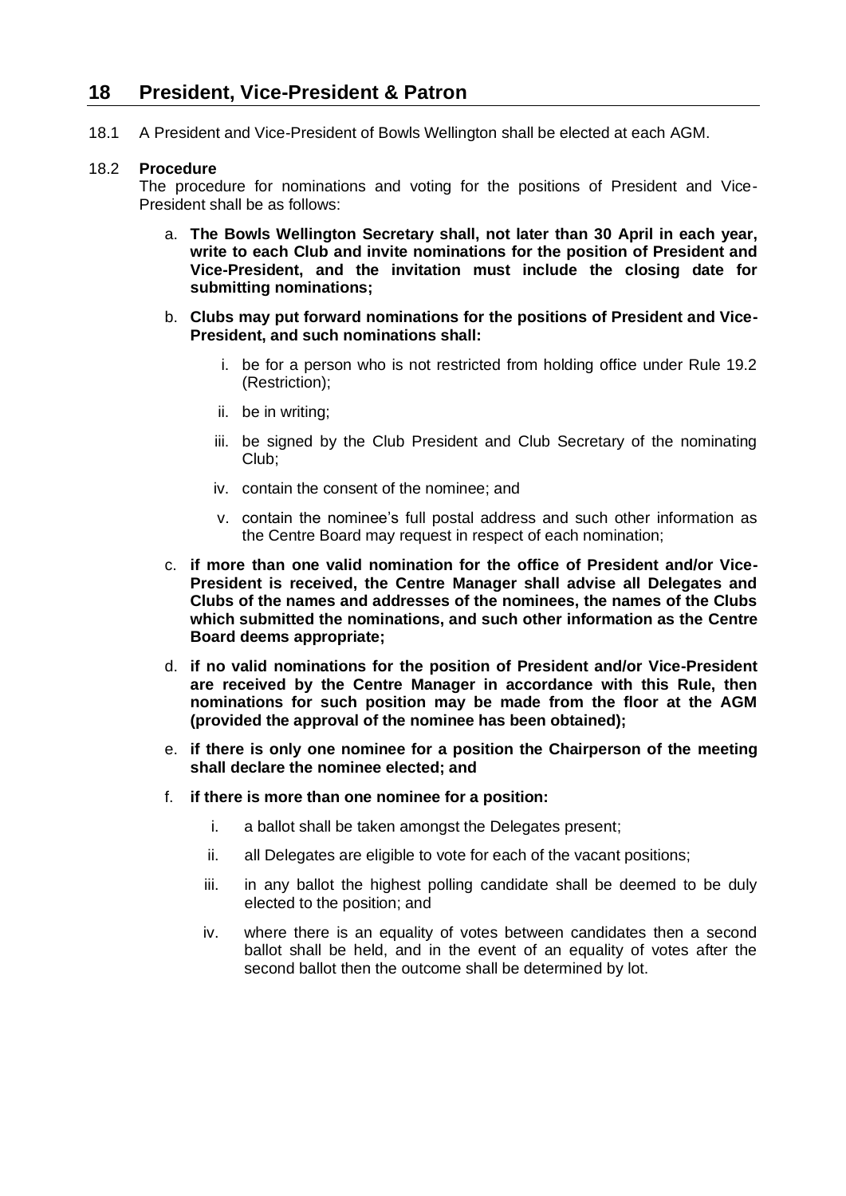## 18 President, Vice-President & Patron

18.1 A President and Vice-President of Bowls Wellington shall be elected at each AGM.

18.2 **Procedure**

The procedure for nominations and voting for the positions of President and Vice-President shall be as follows:

a. **The Bowls Wellington Secretary shall, not later than 30 April in each year, write to each Club and invite nominations for the position of President and Vice-President, and the invitation must include the closing date for submitting nominations;**

b. **Clubs may put forward nominations for the positions of President and Vice-President, and such nominations shall:**

   i. be for a person who is not restricted from holding office under Rule 19.2 (Restriction);

   ii. be in writing;

   iii. be signed by the Club President and Club Secretary of the nominating Club;

   iv. contain the consent of the nominee; and

   v. contain the nominee's full postal address and such other information as the Centre Board may request in respect of each nomination;

c. **if more than one valid nomination for the office of President and/or Vice-President is received, the Centre Manager shall advise all Delegates and Clubs of the names and addresses of the nominees, the names of the Clubs which submitted the nominations, and such other information as the Centre Board deems appropriate;**

d. **if no valid nominations for the position of President and/or Vice-President are received by the Centre Manager in accordance with this Rule, then nominations for such position may be made from the floor at the AGM (provided the approval of the nominee has been obtained);**

e. **if there is only one nominee for a position the Chairperson of the meeting shall declare the nominee elected; and**

f. **if there is more than one nominee for a position:**

   i. a ballot shall be taken amongst the Delegates present;

   ii. all Delegates are eligible to vote for each of the vacant positions;

   iii. in any ballot the highest polling candidate shall be deemed to be duly elected to the position; and

   iv. where there is an equality of votes between candidates then a second ballot shall be held, and in the event of an equality of votes after the second ballot then the outcome shall be determined by lot.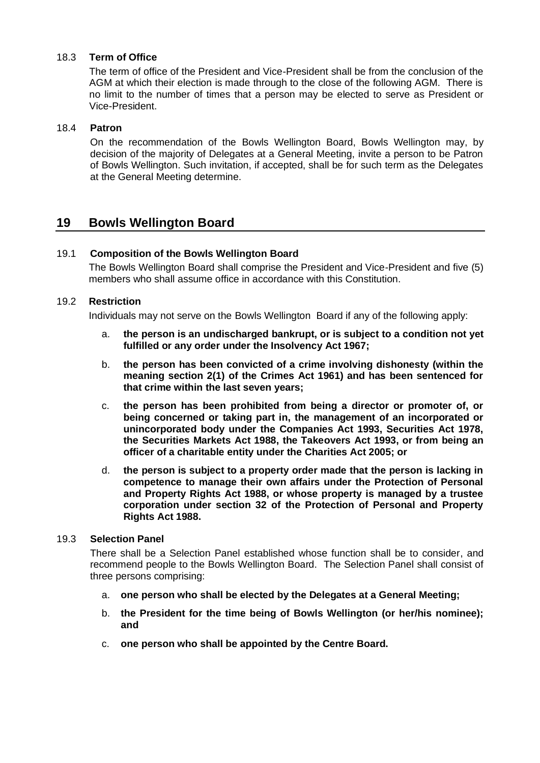### 18.3 Term of Office

The term of office of the President and Vice-President shall be from the conclusion of the AGM at which their election is made through to the close of the following AGM. There is no limit to the number of times that a person may be elected to serve as President or Vice-President.

### 18.4 Patron

On the recommendation of the Bowls Wellington Board, Bowls Wellington may, by decision of the majority of Delegates at a General Meeting, invite a person to be Patron of Bowls Wellington. Such invitation, if accepted, shall be for such term as the Delegates at the General Meeting determine.

## 19 Bowls Wellington Board

### 19.1 Composition of the Bowls Wellington Board

The Bowls Wellington Board shall comprise the President and Vice-President and five (5) members who shall assume office in accordance with this Constitution.

### 19.2 Restriction

Individuals may not serve on the Bowls Wellington Board if any of the following apply:

a. **the person is an undischarged bankrupt, or is subject to a condition not yet fulfilled or any order under the Insolvency Act 1967;**

b. **the person has been convicted of a crime involving dishonesty (within the meaning section 2(1) of the Crimes Act 1961) and has been sentenced for that crime within the last seven years;**

c. **the person has been prohibited from being a director or promoter of, or being concerned or taking part in, the management of an incorporated or unincorporated body under the Companies Act 1993, Securities Act 1978, the Securities Markets Act 1988, the Takeovers Act 1993, or from being an officer of a charitable entity under the Charities Act 2005; or**

d. **the person is subject to a property order made that the person is lacking in competence to manage their own affairs under the Protection of Personal and Property Rights Act 1988, or whose property is managed by a trustee corporation under section 32 of the Protection of Personal and Property Rights Act 1988.**

### 19.3 Selection Panel

There shall be a Selection Panel established whose function shall be to consider, and recommend people to the Bowls Wellington Board. The Selection Panel shall consist of three persons comprising:

a. **one person who shall be elected by the Delegates at a General Meeting;**

b. **the President for the time being of Bowls Wellington (or her/his nominee); and**

c. **one person who shall be appointed by the Centre Board.**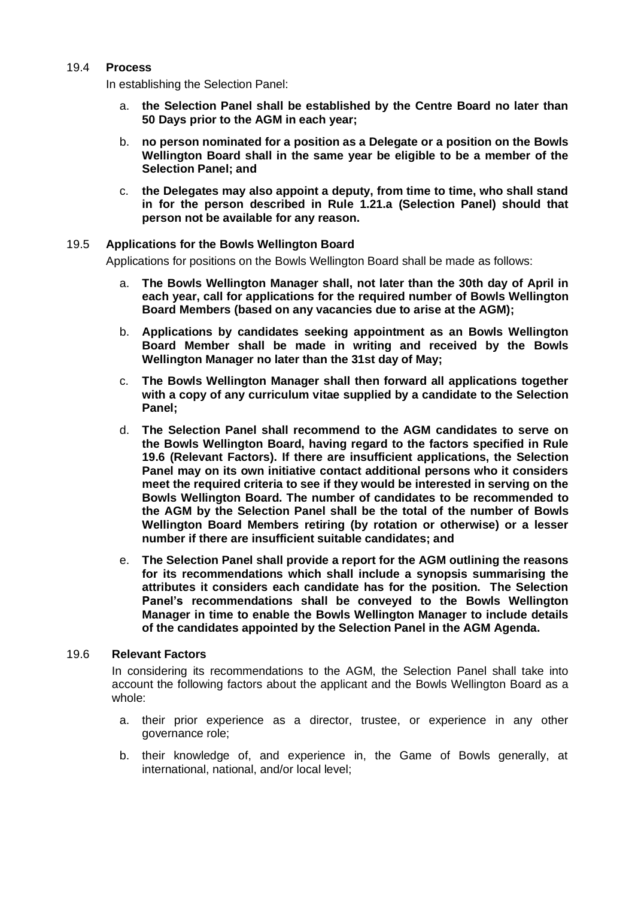#### 19.4 **Process**

In establishing the Selection Panel:

a. **the Selection Panel shall be established by the Centre Board no later than 50 Days prior to the AGM in each year;**

b. **no person nominated for a position as a Delegate or a position on the Bowls Wellington Board shall in the same year be eligible to be a member of the Selection Panel; and**

c. **the Delegates may also appoint a deputy, from time to time, who shall stand in for the person described in Rule 1.21.a (Selection Panel) should that person not be available for any reason.**

#### 19.5 **Applications for the Bowls Wellington Board**

Applications for positions on the Bowls Wellington Board shall be made as follows:

a. **The Bowls Wellington Manager shall, not later than the 30th day of April in each year, call for applications for the required number of Bowls Wellington Board Members (based on any vacancies due to arise at the AGM);**

b. **Applications by candidates seeking appointment as an Bowls Wellington Board Member shall be made in writing and received by the Bowls Wellington Manager no later than the 31st day of May;**

c. **The Bowls Wellington Manager shall then forward all applications together with a copy of any curriculum vitae supplied by a candidate to the Selection Panel;**

d. **The Selection Panel shall recommend to the AGM candidates to serve on the Bowls Wellington Board, having regard to the factors specified in Rule 19.6 (Relevant Factors). If there are insufficient applications, the Selection Panel may on its own initiative contact additional persons who it considers meet the required criteria to see if they would be interested in serving on the Bowls Wellington Board. The number of candidates to be recommended to the AGM by the Selection Panel shall be the total of the number of Bowls Wellington Board Members retiring (by rotation or otherwise) or a lesser number if there are insufficient suitable candidates; and**

e. **The Selection Panel shall provide a report for the AGM outlining the reasons for its recommendations which shall include a synopsis summarising the attributes it considers each candidate has for the position. The Selection Panel's recommendations shall be conveyed to the Bowls Wellington Manager in time to enable the Bowls Wellington Manager to include details of the candidates appointed by the Selection Panel in the AGM Agenda.**

#### 19.6 **Relevant Factors**

In considering its recommendations to the AGM, the Selection Panel shall take into account the following factors about the applicant and the Bowls Wellington Board as a whole:

a. their prior experience as a director, trustee, or experience in any other governance role;

b. their knowledge of, and experience in, the Game of Bowls generally, at international, national, and/or local level;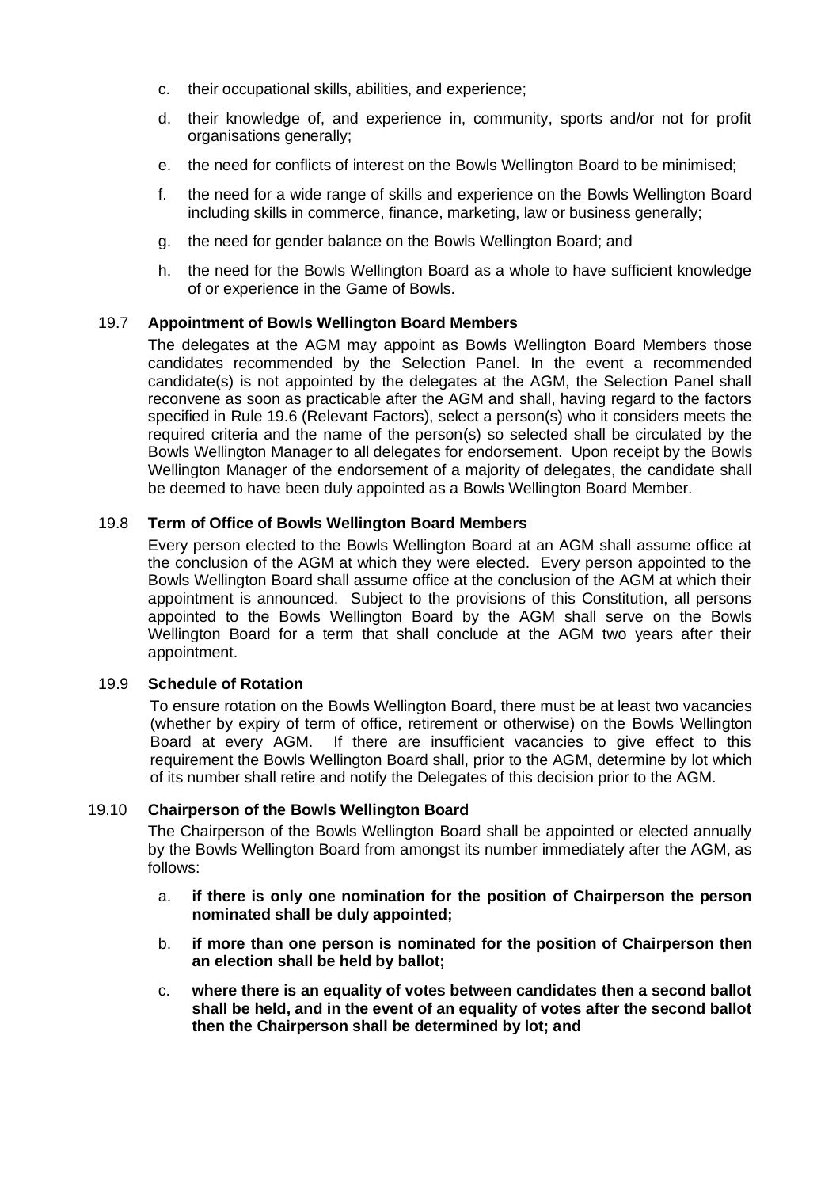c. their occupational skills, abilities, and experience;

d. their knowledge of, and experience in, community, sports and/or not for profit organisations generally;

e. the need for conflicts of interest on the Bowls Wellington Board to be minimised;

f. the need for a wide range of skills and experience on the Bowls Wellington Board including skills in commerce, finance, marketing, law or business generally;

g. the need for gender balance on the Bowls Wellington Board; and

h. the need for the Bowls Wellington Board as a whole to have sufficient knowledge of or experience in the Game of Bowls.

### 19.7 Appointment of Bowls Wellington Board Members

The delegates at the AGM may appoint as Bowls Wellington Board Members those candidates recommended by the Selection Panel. In the event a recommended candidate(s) is not appointed by the delegates at the AGM, the Selection Panel shall reconvene as soon as practicable after the AGM and shall, having regard to the factors specified in Rule 19.6 (Relevant Factors), select a person(s) who it considers meets the required criteria and the name of the person(s) so selected shall be circulated by the Bowls Wellington Manager to all delegates for endorsement. Upon receipt by the Bowls Wellington Manager of the endorsement of a majority of delegates, the candidate shall be deemed to have been duly appointed as a Bowls Wellington Board Member.

### 19.8 Term of Office of Bowls Wellington Board Members

Every person elected to the Bowls Wellington Board at an AGM shall assume office at the conclusion of the AGM at which they were elected. Every person appointed to the Bowls Wellington Board shall assume office at the conclusion of the AGM at which their appointment is announced. Subject to the provisions of this Constitution, all persons appointed to the Bowls Wellington Board by the AGM shall serve on the Bowls Wellington Board for a term that shall conclude at the AGM two years after their appointment.

### 19.9 Schedule of Rotation

To ensure rotation on the Bowls Wellington Board, there must be at least two vacancies (whether by expiry of term of office, retirement or otherwise) on the Bowls Wellington Board at every AGM. If there are insufficient vacancies to give effect to this requirement the Bowls Wellington Board shall, prior to the AGM, determine by lot which of its number shall retire and notify the Delegates of this decision prior to the AGM.

### 19.10 Chairperson of the Bowls Wellington Board

The Chairperson of the Bowls Wellington Board shall be appointed or elected annually by the Bowls Wellington Board from amongst its number immediately after the AGM, as follows:

a. **if there is only one nomination for the position of Chairperson the person nominated shall be duly appointed;**

b. **if more than one person is nominated for the position of Chairperson then an election shall be held by ballot;**

c. **where there is an equality of votes between candidates then a second ballot shall be held, and in the event of an equality of votes after the second ballot then the Chairperson shall be determined by lot; and**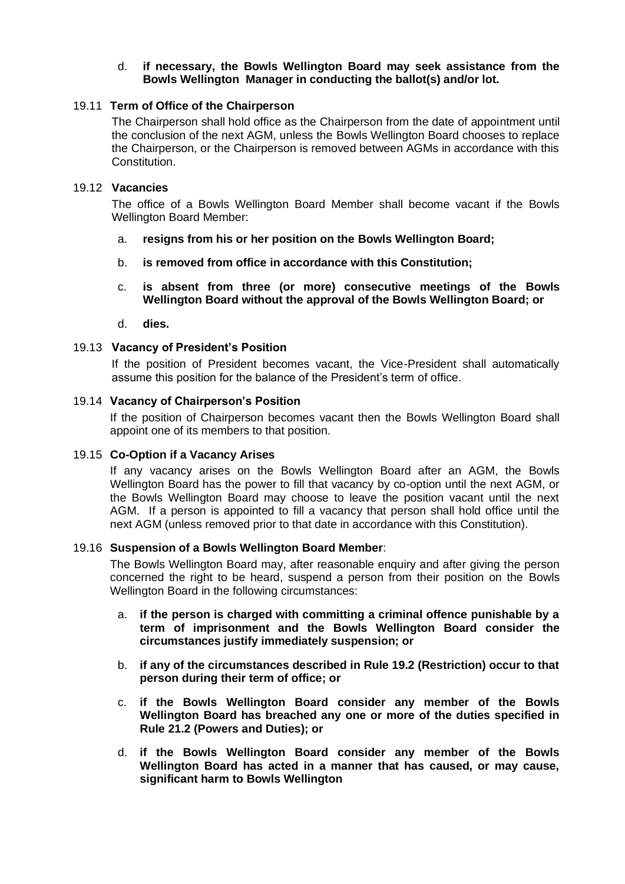d. **if necessary, the Bowls Wellington Board may seek assistance from the Bowls Wellington Manager in conducting the ballot(s) and/or lot.**

### 19.11 Term of Office of the Chairperson

The Chairperson shall hold office as the Chairperson from the date of appointment until the conclusion of the next AGM, unless the Bowls Wellington Board chooses to replace the Chairperson, or the Chairperson is removed between AGMs in accordance with this Constitution.

### 19.12 Vacancies

The office of a Bowls Wellington Board Member shall become vacant if the Bowls Wellington Board Member:

a. **resigns from his or her position on the Bowls Wellington Board;**

b. **is removed from office in accordance with this Constitution;**

c. **is absent from three (or more) consecutive meetings of the Bowls Wellington Board without the approval of the Bowls Wellington Board; or**

d. **dies.**

### 19.13 Vacancy of President's Position

If the position of President becomes vacant, the Vice-President shall automatically assume this position for the balance of the President's term of office.

### 19.14 Vacancy of Chairperson's Position

If the position of Chairperson becomes vacant then the Bowls Wellington Board shall appoint one of its members to that position.

### 19.15 Co-Option if a Vacancy Arises

If any vacancy arises on the Bowls Wellington Board after an AGM, the Bowls Wellington Board has the power to fill that vacancy by co-option until the next AGM, or the Bowls Wellington Board may choose to leave the position vacant until the next AGM. If a person is appointed to fill a vacancy that person shall hold office until the next AGM (unless removed prior to that date in accordance with this Constitution).

### 19.16 Suspension of a Bowls Wellington Board Member:

The Bowls Wellington Board may, after reasonable enquiry and after giving the person concerned the right to be heard, suspend a person from their position on the Bowls Wellington Board in the following circumstances:

a. **if the person is charged with committing a criminal offence punishable by a term of imprisonment and the Bowls Wellington Board consider the circumstances justify immediately suspension; or**

b. **if any of the circumstances described in Rule 19.2 (Restriction) occur to that person during their term of office; or**

c. **if the Bowls Wellington Board consider any member of the Bowls Wellington Board has breached any one or more of the duties specified in Rule 21.2 (Powers and Duties); or**

d. **if the Bowls Wellington Board consider any member of the Bowls Wellington Board has acted in a manner that has caused, or may cause, significant harm to Bowls Wellington**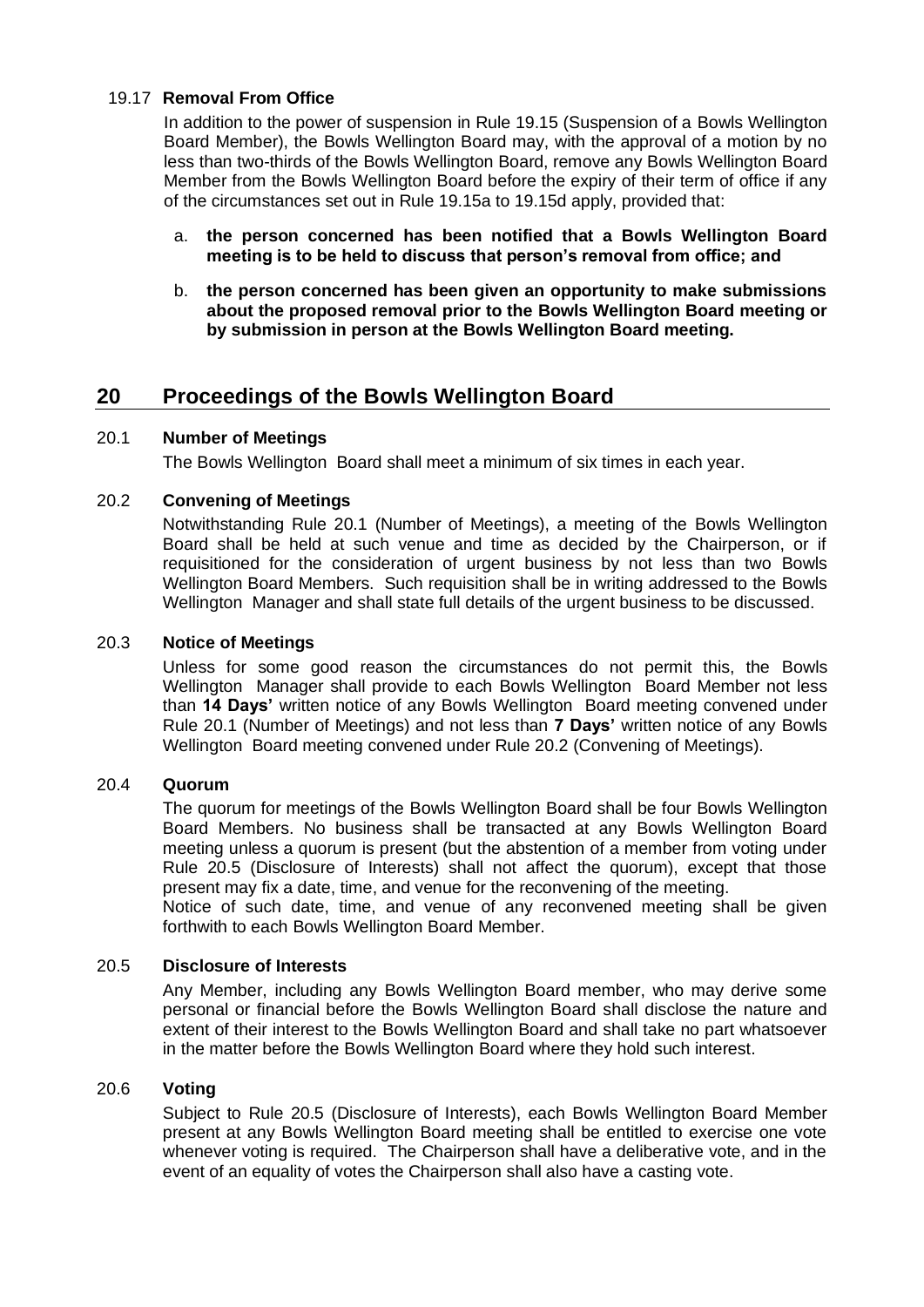### 19.17 Removal From Office

In addition to the power of suspension in Rule 19.15 (Suspension of a Bowls Wellington Board Member), the Bowls Wellington Board may, with the approval of a motion by no less than two-thirds of the Bowls Wellington Board, remove any Bowls Wellington Board Member from the Bowls Wellington Board before the expiry of their term of office if any of the circumstances set out in Rule 19.15a to 19.15d apply, provided that:

a. **the person concerned has been notified that a Bowls Wellington Board meeting is to be held to discuss that person's removal from office; and**

b. **the person concerned has been given an opportunity to make submissions about the proposed removal prior to the Bowls Wellington Board meeting or by submission in person at the Bowls Wellington Board meeting.**

## 20 Proceedings of the Bowls Wellington Board

### 20.1 Number of Meetings

The Bowls Wellington Board shall meet a minimum of six times in each year.

### 20.2 Convening of Meetings

Notwithstanding Rule 20.1 (Number of Meetings), a meeting of the Bowls Wellington Board shall be held at such venue and time as decided by the Chairperson, or if requisitioned for the consideration of urgent business by not less than two Bowls Wellington Board Members. Such requisition shall be in writing addressed to the Bowls Wellington Manager and shall state full details of the urgent business to be discussed.

### 20.3 Notice of Meetings

Unless for some good reason the circumstances do not permit this, the Bowls Wellington Manager shall provide to each Bowls Wellington Board Member not less than **14 Days'** written notice of any Bowls Wellington Board meeting convened under Rule 20.1 (Number of Meetings) and not less than **7 Days'** written notice of any Bowls Wellington Board meeting convened under Rule 20.2 (Convening of Meetings).

### 20.4 Quorum

The quorum for meetings of the Bowls Wellington Board shall be four Bowls Wellington Board Members. No business shall be transacted at any Bowls Wellington Board meeting unless a quorum is present (but the abstention of a member from voting under Rule 20.5 (Disclosure of Interests) shall not affect the quorum), except that those present may fix a date, time, and venue for the reconvening of the meeting.

Notice of such date, time, and venue of any reconvened meeting shall be given forthwith to each Bowls Wellington Board Member.

### 20.5 Disclosure of Interests

Any Member, including any Bowls Wellington Board member, who may derive some personal or financial before the Bowls Wellington Board shall disclose the nature and extent of their interest to the Bowls Wellington Board and shall take no part whatsoever in the matter before the Bowls Wellington Board where they hold such interest.

### 20.6 Voting

Subject to Rule 20.5 (Disclosure of Interests), each Bowls Wellington Board Member present at any Bowls Wellington Board meeting shall be entitled to exercise one vote whenever voting is required. The Chairperson shall have a deliberative vote, and in the event of an equality of votes the Chairperson shall also have a casting vote.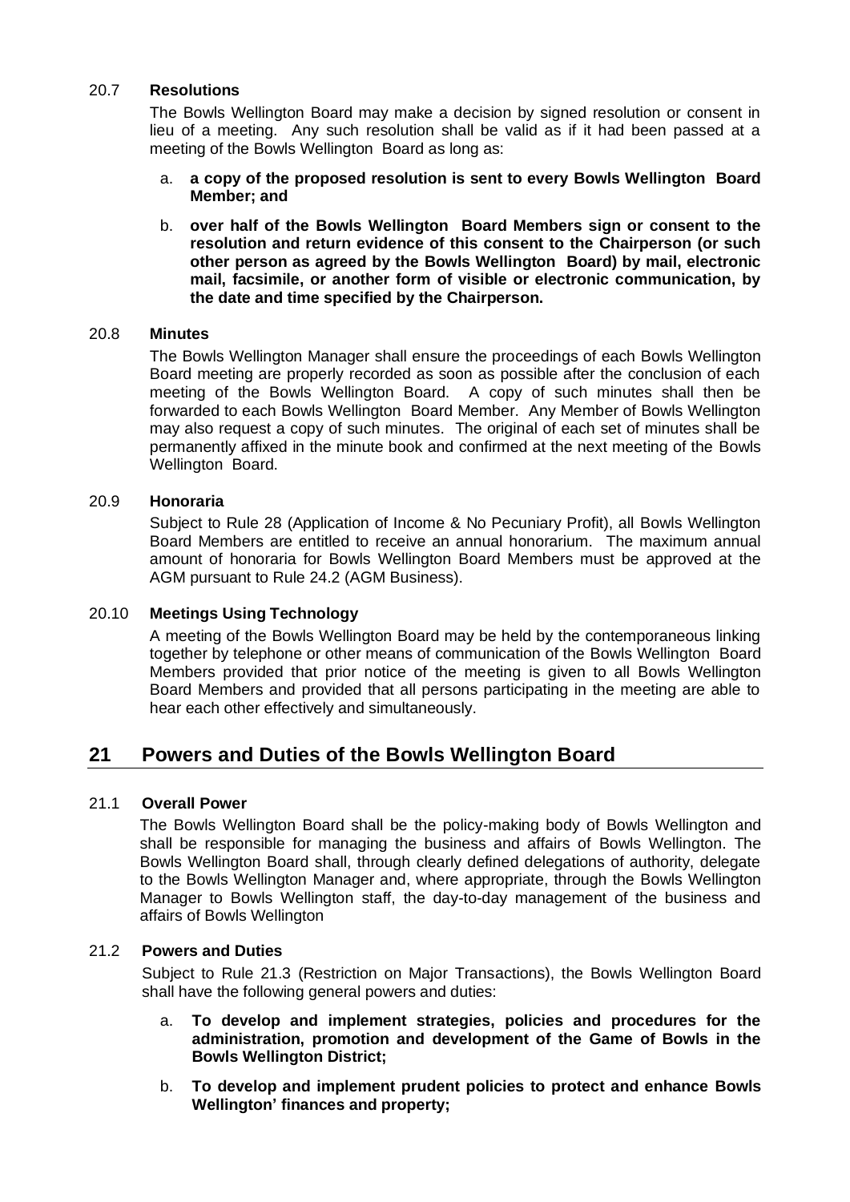### 20.7 Resolutions

The Bowls Wellington Board may make a decision by signed resolution or consent in lieu of a meeting. Any such resolution shall be valid as if it had been passed at a meeting of the Bowls Wellington Board as long as:

a. **a copy of the proposed resolution is sent to every Bowls Wellington Board Member; and**

b. **over half of the Bowls Wellington Board Members sign or consent to the resolution and return evidence of this consent to the Chairperson (or such other person as agreed by the Bowls Wellington Board) by mail, electronic mail, facsimile, or another form of visible or electronic communication, by the date and time specified by the Chairperson.**

### 20.8 Minutes

The Bowls Wellington Manager shall ensure the proceedings of each Bowls Wellington Board meeting are properly recorded as soon as possible after the conclusion of each meeting of the Bowls Wellington Board. A copy of such minutes shall then be forwarded to each Bowls Wellington Board Member. Any Member of Bowls Wellington may also request a copy of such minutes. The original of each set of minutes shall be permanently affixed in the minute book and confirmed at the next meeting of the Bowls Wellington Board.

### 20.9 Honoraria

Subject to Rule 28 (Application of Income & No Pecuniary Profit), all Bowls Wellington Board Members are entitled to receive an annual honorarium. The maximum annual amount of honoraria for Bowls Wellington Board Members must be approved at the AGM pursuant to Rule 24.2 (AGM Business).

### 20.10 Meetings Using Technology

A meeting of the Bowls Wellington Board may be held by the contemporaneous linking together by telephone or other means of communication of the Bowls Wellington Board Members provided that prior notice of the meeting is given to all Bowls Wellington Board Members and provided that all persons participating in the meeting are able to hear each other effectively and simultaneously.

## 21 Powers and Duties of the Bowls Wellington Board

### 21.1 Overall Power

The Bowls Wellington Board shall be the policy-making body of Bowls Wellington and shall be responsible for managing the business and affairs of Bowls Wellington. The Bowls Wellington Board shall, through clearly defined delegations of authority, delegate to the Bowls Wellington Manager and, where appropriate, through the Bowls Wellington Manager to Bowls Wellington staff, the day-to-day management of the business and affairs of Bowls Wellington

### 21.2 Powers and Duties

Subject to Rule 21.3 (Restriction on Major Transactions), the Bowls Wellington Board shall have the following general powers and duties:

a. **To develop and implement strategies, policies and procedures for the administration, promotion and development of the Game of Bowls in the Bowls Wellington District;**

b. **To develop and implement prudent policies to protect and enhance Bowls Wellington' finances and property;**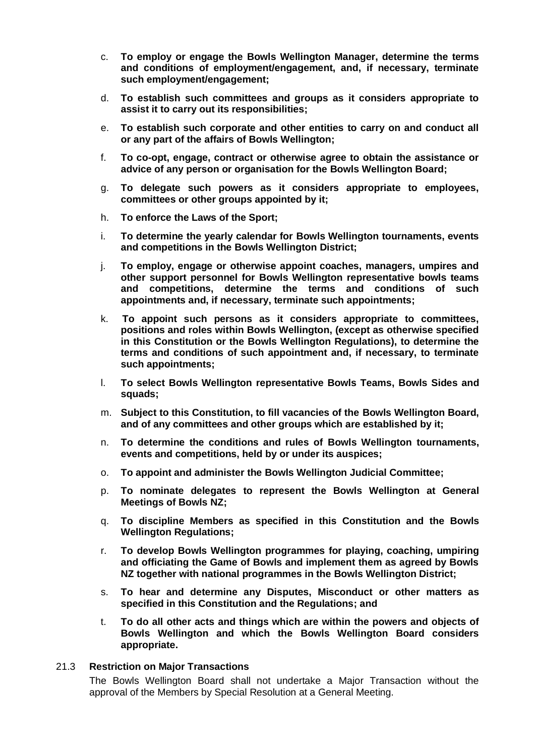c. **To employ or engage the Bowls Wellington Manager, determine the terms and conditions of employment/engagement, and, if necessary, terminate such employment/engagement;**

d. **To establish such committees and groups as it considers appropriate to assist it to carry out its responsibilities;**

e. **To establish such corporate and other entities to carry on and conduct all or any part of the affairs of Bowls Wellington;**

f. **To co-opt, engage, contract or otherwise agree to obtain the assistance or advice of any person or organisation for the Bowls Wellington Board;**

g. **To delegate such powers as it considers appropriate to employees, committees or other groups appointed by it;**

h. **To enforce the Laws of the Sport;**

i. **To determine the yearly calendar for Bowls Wellington tournaments, events and competitions in the Bowls Wellington District;**

j. **To employ, engage or otherwise appoint coaches, managers, umpires and other support personnel for Bowls Wellington representative bowls teams and competitions, determine the terms and conditions of such appointments and, if necessary, terminate such appointments;**

k. **To appoint such persons as it considers appropriate to committees, positions and roles within Bowls Wellington, (except as otherwise specified in this Constitution or the Bowls Wellington Regulations), to determine the terms and conditions of such appointment and, if necessary, to terminate such appointments;**

l. **To select Bowls Wellington representative Bowls Teams, Bowls Sides and squads;**

m. **Subject to this Constitution, to fill vacancies of the Bowls Wellington Board, and of any committees and other groups which are established by it;**

n. **To determine the conditions and rules of Bowls Wellington tournaments, events and competitions, held by or under its auspices;**

o. **To appoint and administer the Bowls Wellington Judicial Committee;**

p. **To nominate delegates to represent the Bowls Wellington at General Meetings of Bowls NZ;**

q. **To discipline Members as specified in this Constitution and the Bowls Wellington Regulations;**

r. **To develop Bowls Wellington programmes for playing, coaching, umpiring and officiating the Game of Bowls and implement them as agreed by Bowls NZ together with national programmes in the Bowls Wellington District;**

s. **To hear and determine any Disputes, Misconduct or other matters as specified in this Constitution and the Regulations; and**

t. **To do all other acts and things which are within the powers and objects of Bowls Wellington and which the Bowls Wellington Board considers appropriate.**

### 21.3 Restriction on Major Transactions

The Bowls Wellington Board shall not undertake a Major Transaction without the approval of the Members by Special Resolution at a General Meeting.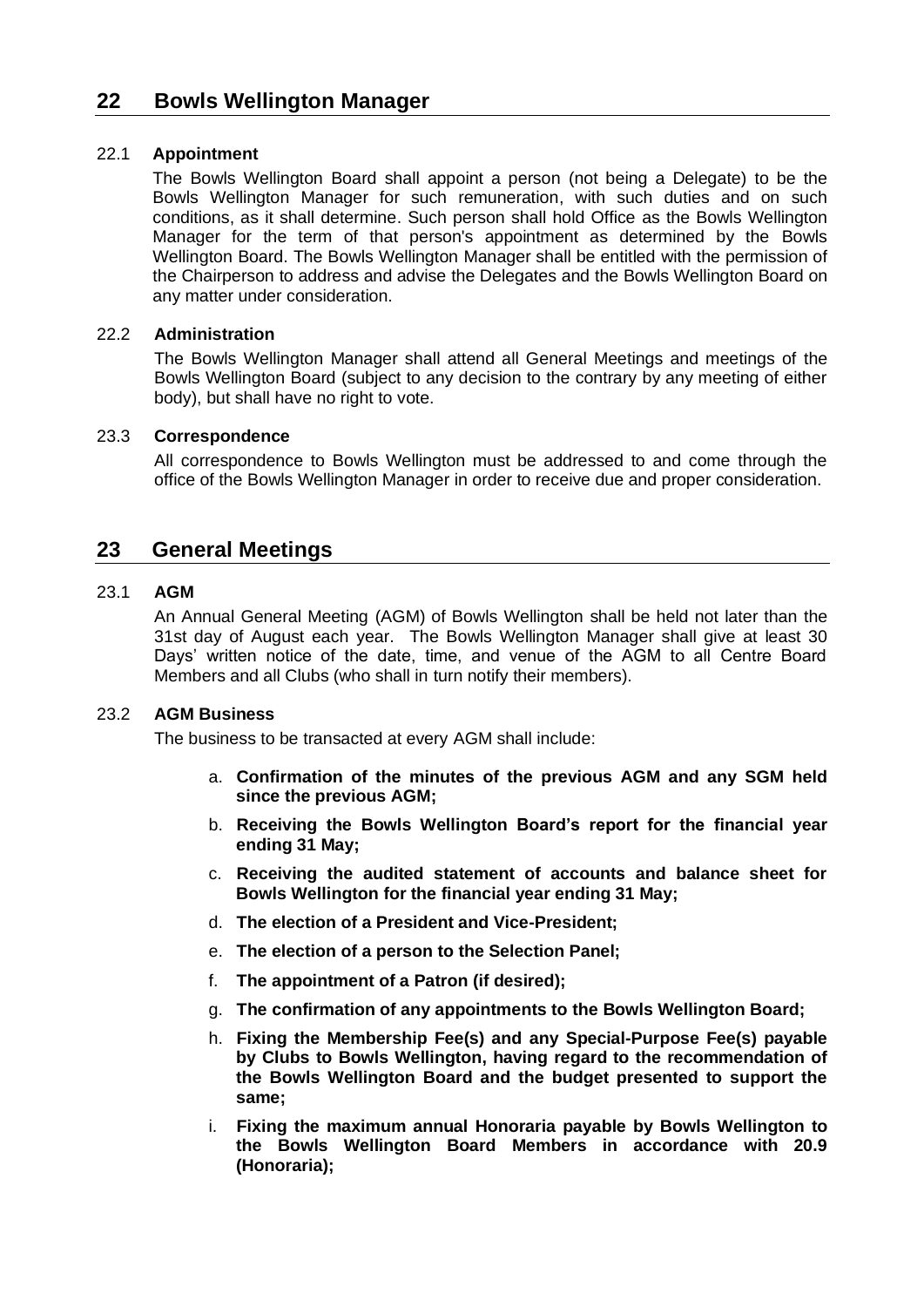## 22 Bowls Wellington Manager

22.1 **Appointment**

The Bowls Wellington Board shall appoint a person (not being a Delegate) to be the Bowls Wellington Manager for such remuneration, with such duties and on such conditions, as it shall determine. Such person shall hold Office as the Bowls Wellington Manager for the term of that person's appointment as determined by the Bowls Wellington Board. The Bowls Wellington Manager shall be entitled with the permission of the Chairperson to address and advise the Delegates and the Bowls Wellington Board on any matter under consideration.

22.2 **Administration**

The Bowls Wellington Manager shall attend all General Meetings and meetings of the Bowls Wellington Board (subject to any decision to the contrary by any meeting of either body), but shall have no right to vote.

23.3 **Correspondence**

All correspondence to Bowls Wellington must be addressed to and come through the office of the Bowls Wellington Manager in order to receive due and proper consideration.

## 23 General Meetings

23.1 **AGM**

An Annual General Meeting (AGM) of Bowls Wellington shall be held not later than the 31st day of August each year. The Bowls Wellington Manager shall give at least 30 Days' written notice of the date, time, and venue of the AGM to all Centre Board Members and all Clubs (who shall in turn notify their members).

23.2 **AGM Business**

The business to be transacted at every AGM shall include:

a. **Confirmation of the minutes of the previous AGM and any SGM held since the previous AGM;**

b. **Receiving the Bowls Wellington Board's report for the financial year ending 31 May;**

c. **Receiving the audited statement of accounts and balance sheet for Bowls Wellington for the financial year ending 31 May;**

d. **The election of a President and Vice-President;**

e. **The election of a person to the Selection Panel;**

f. **The appointment of a Patron (if desired);**

g. **The confirmation of any appointments to the Bowls Wellington Board;**

h. **Fixing the Membership Fee(s) and any Special-Purpose Fee(s) payable by Clubs to Bowls Wellington, having regard to the recommendation of the Bowls Wellington Board and the budget presented to support the same;**

i. **Fixing the maximum annual Honoraria payable by Bowls Wellington to the Bowls Wellington Board Members in accordance with 20.9 (Honoraria);**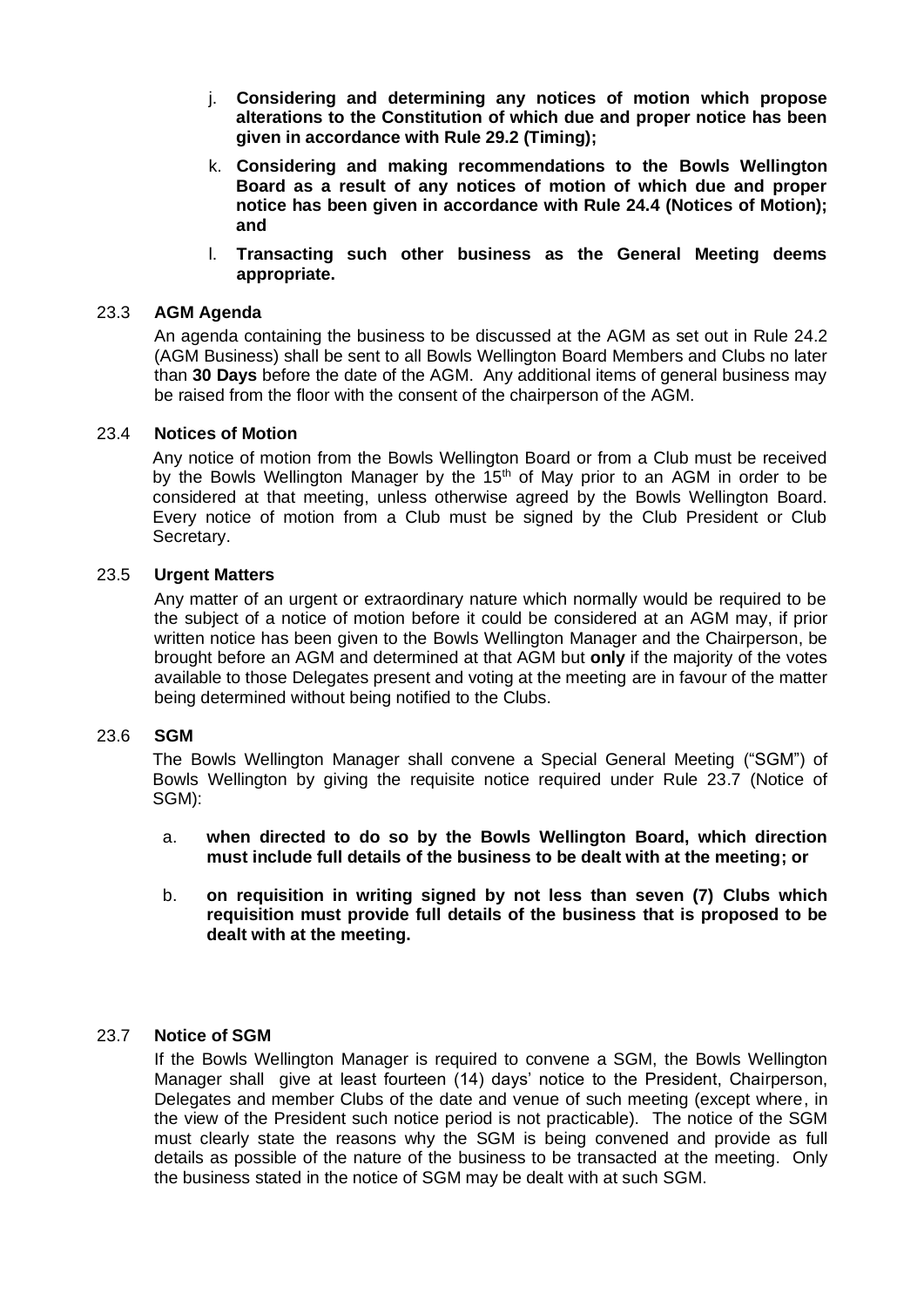j. **Considering and determining any notices of motion which propose alterations to the Constitution of which due and proper notice has been given in accordance with Rule 29.2 (Timing);**

k. **Considering and making recommendations to the Bowls Wellington Board as a result of any notices of motion of which due and proper notice has been given in accordance with Rule 24.4 (Notices of Motion); and**

l. **Transacting such other business as the General Meeting deems appropriate.**

### 23.3 AGM Agenda

An agenda containing the business to be discussed at the AGM as set out in Rule 24.2 (AGM Business) shall be sent to all Bowls Wellington Board Members and Clubs no later than **30 Days** before the date of the AGM. Any additional items of general business may be raised from the floor with the consent of the chairperson of the AGM.

### 23.4 Notices of Motion

Any notice of motion from the Bowls Wellington Board or from a Club must be received by the Bowls Wellington Manager by the 15th of May prior to an AGM in order to be considered at that meeting, unless otherwise agreed by the Bowls Wellington Board. Every notice of motion from a Club must be signed by the Club President or Club Secretary.

### 23.5 Urgent Matters

Any matter of an urgent or extraordinary nature which normally would be required to be the subject of a notice of motion before it could be considered at an AGM may, if prior written notice has been given to the Bowls Wellington Manager and the Chairperson, be brought before an AGM and determined at that AGM but **only** if the majority of the votes available to those Delegates present and voting at the meeting are in favour of the matter being determined without being notified to the Clubs.

### 23.6 SGM

The Bowls Wellington Manager shall convene a Special General Meeting ("SGM") of Bowls Wellington by giving the requisite notice required under Rule 23.7 (Notice of SGM):

a. **when directed to do so by the Bowls Wellington Board, which direction must include full details of the business to be dealt with at the meeting; or**

b. **on requisition in writing signed by not less than seven (7) Clubs which requisition must provide full details of the business that is proposed to be dealt with at the meeting.**

### 23.7 Notice of SGM

If the Bowls Wellington Manager is required to convene a SGM, the Bowls Wellington Manager shall give at least fourteen (14) days' notice to the President, Chairperson, Delegates and member Clubs of the date and venue of such meeting (except where, in the view of the President such notice period is not practicable). The notice of the SGM must clearly state the reasons why the SGM is being convened and provide as full details as possible of the nature of the business to be transacted at the meeting. Only the business stated in the notice of SGM may be dealt with at such SGM.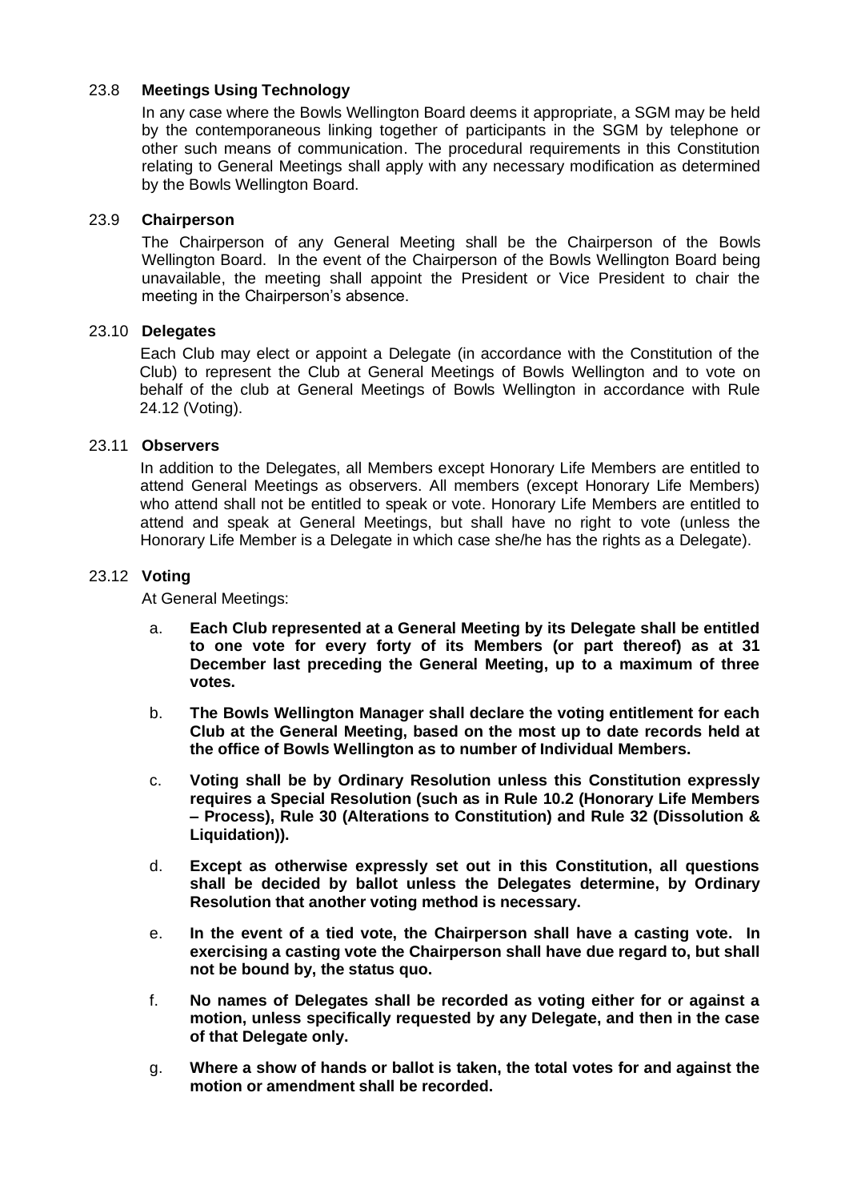### 23.8 **Meetings Using Technology**

In any case where the Bowls Wellington Board deems it appropriate, a SGM may be held by the contemporaneous linking together of participants in the SGM by telephone or other such means of communication. The procedural requirements in this Constitution relating to General Meetings shall apply with any necessary modification as determined by the Bowls Wellington Board.

### 23.9 **Chairperson**

The Chairperson of any General Meeting shall be the Chairperson of the Bowls Wellington Board. In the event of the Chairperson of the Bowls Wellington Board being unavailable, the meeting shall appoint the President or Vice President to chair the meeting in the Chairperson's absence.

### 23.10 **Delegates**

Each Club may elect or appoint a Delegate (in accordance with the Constitution of the Club) to represent the Club at General Meetings of Bowls Wellington and to vote on behalf of the club at General Meetings of Bowls Wellington in accordance with Rule 24.12 (Voting).

### 23.11 **Observers**

In addition to the Delegates, all Members except Honorary Life Members are entitled to attend General Meetings as observers. All members (except Honorary Life Members) who attend shall not be entitled to speak or vote. Honorary Life Members are entitled to attend and speak at General Meetings, but shall have no right to vote (unless the Honorary Life Member is a Delegate in which case she/he has the rights as a Delegate).

### 23.12 **Voting**

At General Meetings:

a. **Each Club represented at a General Meeting by its Delegate shall be entitled to one vote for every forty of its Members (or part thereof) as at 31 December last preceding the General Meeting, up to a maximum of three votes.**

b. **The Bowls Wellington Manager shall declare the voting entitlement for each Club at the General Meeting, based on the most up to date records held at the office of Bowls Wellington as to number of Individual Members.**

c. **Voting shall be by Ordinary Resolution unless this Constitution expressly requires a Special Resolution (such as in Rule 10.2 (Honorary Life Members – Process), Rule 30 (Alterations to Constitution) and Rule 32 (Dissolution & Liquidation)).**

d. **Except as otherwise expressly set out in this Constitution, all questions shall be decided by ballot unless the Delegates determine, by Ordinary Resolution that another voting method is necessary.**

e. **In the event of a tied vote, the Chairperson shall have a casting vote. In exercising a casting vote the Chairperson shall have due regard to, but shall not be bound by, the status quo.**

f. **No names of Delegates shall be recorded as voting either for or against a motion, unless specifically requested by any Delegate, and then in the case of that Delegate only.**

g. **Where a show of hands or ballot is taken, the total votes for and against the motion or amendment shall be recorded.**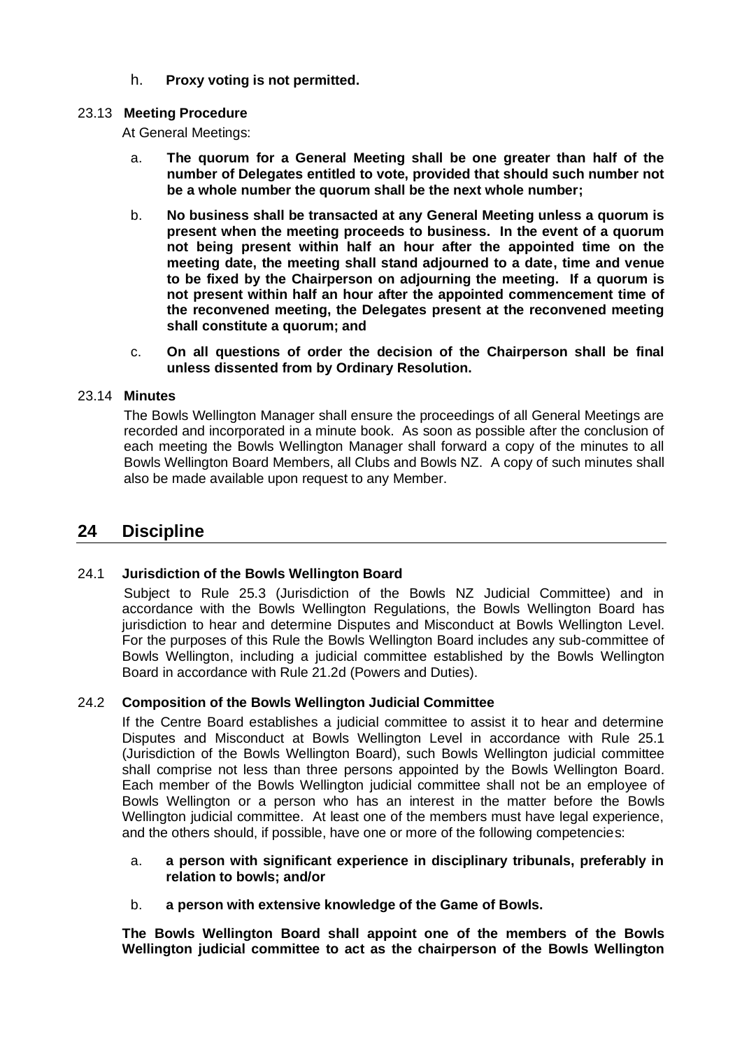h. **Proxy voting is not permitted.**

### 23.13 Meeting Procedure

At General Meetings:

a. **The quorum for a General Meeting shall be one greater than half of the number of Delegates entitled to vote, provided that should such number not be a whole number the quorum shall be the next whole number;**

b. **No business shall be transacted at any General Meeting unless a quorum is present when the meeting proceeds to business. In the event of a quorum not being present within half an hour after the appointed time on the meeting date, the meeting shall stand adjourned to a date, time and venue to be fixed by the Chairperson on adjourning the meeting. If a quorum is not present within half an hour after the appointed commencement time of the reconvened meeting, the Delegates present at the reconvened meeting shall constitute a quorum; and**

c. **On all questions of order the decision of the Chairperson shall be final unless dissented from by Ordinary Resolution.**

### 23.14 Minutes

The Bowls Wellington Manager shall ensure the proceedings of all General Meetings are recorded and incorporated in a minute book. As soon as possible after the conclusion of each meeting the Bowls Wellington Manager shall forward a copy of the minutes to all Bowls Wellington Board Members, all Clubs and Bowls NZ. A copy of such minutes shall also be made available upon request to any Member.

## 24 Discipline

### 24.1 Jurisdiction of the Bowls Wellington Board

Subject to Rule 25.3 (Jurisdiction of the Bowls NZ Judicial Committee) and in accordance with the Bowls Wellington Regulations, the Bowls Wellington Board has jurisdiction to hear and determine Disputes and Misconduct at Bowls Wellington Level. For the purposes of this Rule the Bowls Wellington Board includes any sub-committee of Bowls Wellington, including a judicial committee established by the Bowls Wellington Board in accordance with Rule 21.2d (Powers and Duties).

### 24.2 Composition of the Bowls Wellington Judicial Committee

If the Centre Board establishes a judicial committee to assist it to hear and determine Disputes and Misconduct at Bowls Wellington Level in accordance with Rule 25.1 (Jurisdiction of the Bowls Wellington Board), such Bowls Wellington judicial committee shall comprise not less than three persons appointed by the Bowls Wellington Board. Each member of the Bowls Wellington judicial committee shall not be an employee of Bowls Wellington or a person who has an interest in the matter before the Bowls Wellington judicial committee. At least one of the members must have legal experience, and the others should, if possible, have one or more of the following competencies:

a. **a person with significant experience in disciplinary tribunals, preferably in relation to bowls; and/or**

b. **a person with extensive knowledge of the Game of Bowls.**

**The Bowls Wellington Board shall appoint one of the members of the Bowls Wellington judicial committee to act as the chairperson of the Bowls Wellington**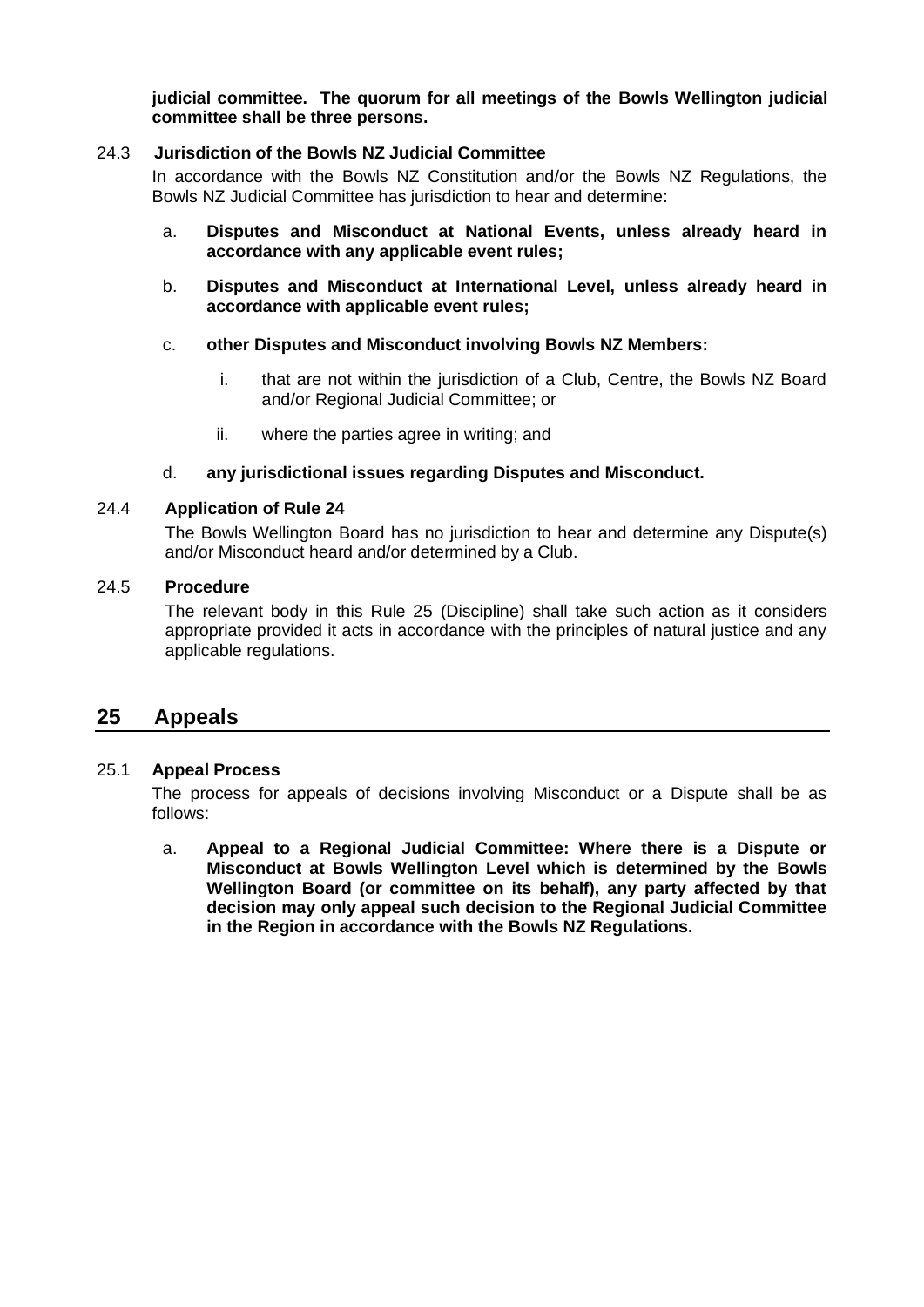**judicial committee. The quorum for all meetings of the Bowls Wellington judicial committee shall be three persons.**

24.3 **Jurisdiction of the Bowls NZ Judicial Committee**

In accordance with the Bowls NZ Constitution and/or the Bowls NZ Regulations, the Bowls NZ Judicial Committee has jurisdiction to hear and determine:

a. **Disputes and Misconduct at National Events, unless already heard in accordance with any applicable event rules;**

b. **Disputes and Misconduct at International Level, unless already heard in accordance with applicable event rules;**

c. **other Disputes and Misconduct involving Bowls NZ Members:**

   i. that are not within the jurisdiction of a Club, Centre, the Bowls NZ Board and/or Regional Judicial Committee; or

   ii. where the parties agree in writing; and

d. **any jurisdictional issues regarding Disputes and Misconduct.**

24.4 **Application of Rule 24**

The Bowls Wellington Board has no jurisdiction to hear and determine any Dispute(s) and/or Misconduct heard and/or determined by a Club.

24.5 **Procedure**

The relevant body in this Rule 25 (Discipline) shall take such action as it considers appropriate provided it acts in accordance with the principles of natural justice and any applicable regulations.

## 25 Appeals

25.1 **Appeal Process**

The process for appeals of decisions involving Misconduct or a Dispute shall be as follows:

a. **Appeal to a Regional Judicial Committee: Where there is a Dispute or Misconduct at Bowls Wellington Level which is determined by the Bowls Wellington Board (or committee on its behalf), any party affected by that decision may only appeal such decision to the Regional Judicial Committee in the Region in accordance with the Bowls NZ Regulations.**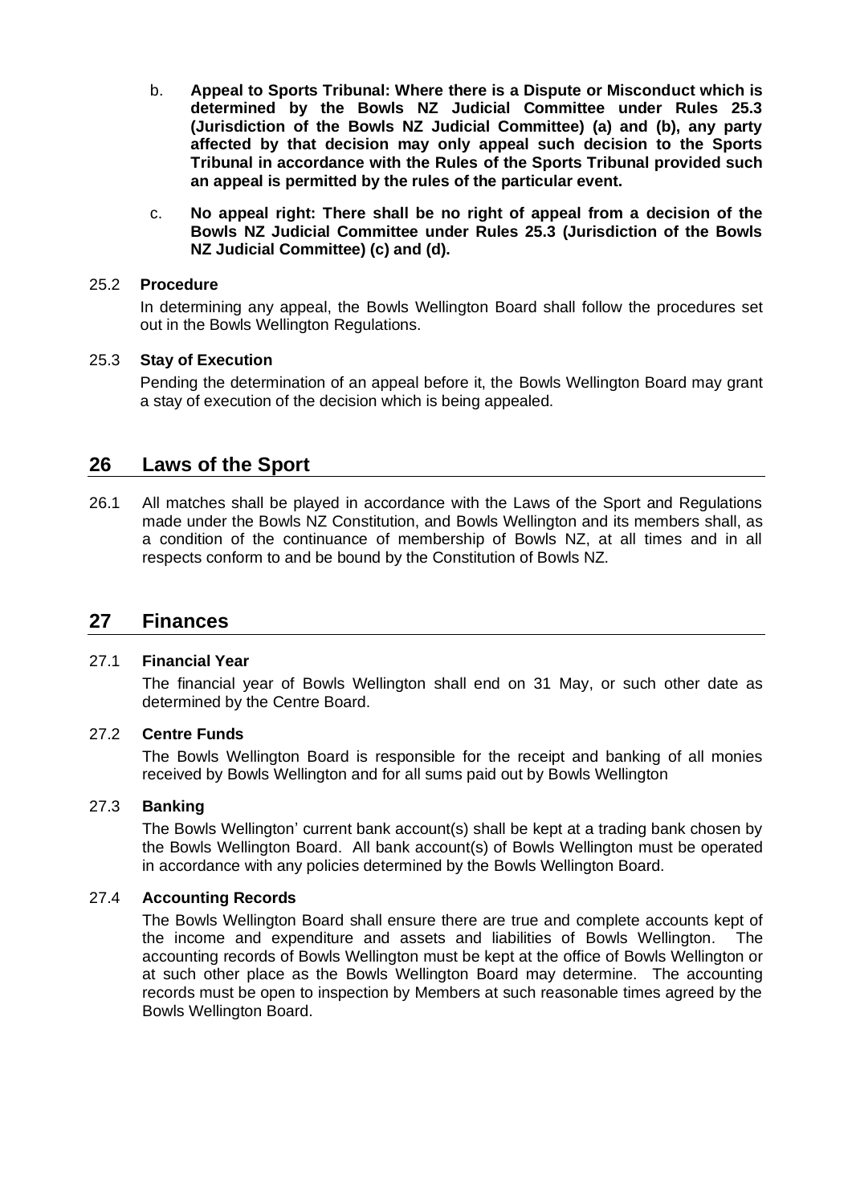b. **Appeal to Sports Tribunal: Where there is a Dispute or Misconduct which is determined by the Bowls NZ Judicial Committee under Rules 25.3 (Jurisdiction of the Bowls NZ Judicial Committee) (a) and (b), any party affected by that decision may only appeal such decision to the Sports Tribunal in accordance with the Rules of the Sports Tribunal provided such an appeal is permitted by the rules of the particular event.**

c. **No appeal right: There shall be no right of appeal from a decision of the Bowls NZ Judicial Committee under Rules 25.3 (Jurisdiction of the Bowls NZ Judicial Committee) (c) and (d).**

### 25.2 Procedure

In determining any appeal, the Bowls Wellington Board shall follow the procedures set out in the Bowls Wellington Regulations.

### 25.3 Stay of Execution

Pending the determination of an appeal before it, the Bowls Wellington Board may grant a stay of execution of the decision which is being appealed.

## 26 Laws of the Sport

26.1 All matches shall be played in accordance with the Laws of the Sport and Regulations made under the Bowls NZ Constitution, and Bowls Wellington and its members shall, as a condition of the continuance of membership of Bowls NZ, at all times and in all respects conform to and be bound by the Constitution of Bowls NZ.

## 27 Finances

### 27.1 Financial Year

The financial year of Bowls Wellington shall end on 31 May, or such other date as determined by the Centre Board.

### 27.2 Centre Funds

The Bowls Wellington Board is responsible for the receipt and banking of all monies received by Bowls Wellington and for all sums paid out by Bowls Wellington

### 27.3 Banking

The Bowls Wellington' current bank account(s) shall be kept at a trading bank chosen by the Bowls Wellington Board. All bank account(s) of Bowls Wellington must be operated in accordance with any policies determined by the Bowls Wellington Board.

### 27.4 Accounting Records

The Bowls Wellington Board shall ensure there are true and complete accounts kept of the income and expenditure and assets and liabilities of Bowls Wellington. The accounting records of Bowls Wellington must be kept at the office of Bowls Wellington or at such other place as the Bowls Wellington Board may determine. The accounting records must be open to inspection by Members at such reasonable times agreed by the Bowls Wellington Board.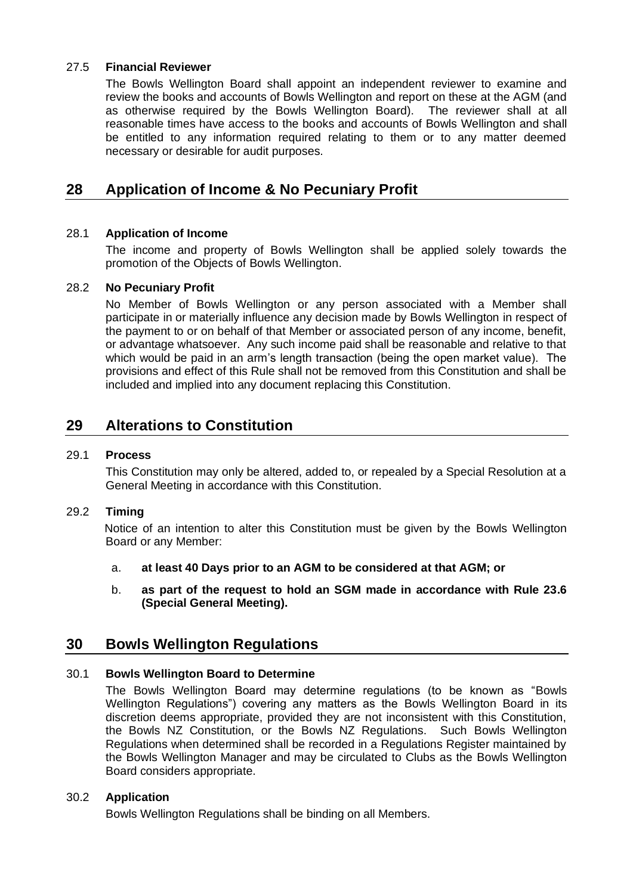27.5 **Financial Reviewer**

The Bowls Wellington Board shall appoint an independent reviewer to examine and review the books and accounts of Bowls Wellington and report on these at the AGM (and as otherwise required by the Bowls Wellington Board). The reviewer shall at all reasonable times have access to the books and accounts of Bowls Wellington and shall be entitled to any information required relating to them or to any matter deemed necessary or desirable for audit purposes.

## 28 Application of Income & No Pecuniary Profit

28.1 **Application of Income**

The income and property of Bowls Wellington shall be applied solely towards the promotion of the Objects of Bowls Wellington.

28.2 **No Pecuniary Profit**

No Member of Bowls Wellington or any person associated with a Member shall participate in or materially influence any decision made by Bowls Wellington in respect of the payment to or on behalf of that Member or associated person of any income, benefit, or advantage whatsoever. Any such income paid shall be reasonable and relative to that which would be paid in an arm's length transaction (being the open market value). The provisions and effect of this Rule shall not be removed from this Constitution and shall be included and implied into any document replacing this Constitution.

## 29 Alterations to Constitution

29.1 **Process**

This Constitution may only be altered, added to, or repealed by a Special Resolution at a General Meeting in accordance with this Constitution.

29.2 **Timing**

Notice of an intention to alter this Constitution must be given by the Bowls Wellington Board or any Member:

a. **at least 40 Days prior to an AGM to be considered at that AGM; or**

b. **as part of the request to hold an SGM made in accordance with Rule 23.6 (Special General Meeting).**

## 30 Bowls Wellington Regulations

30.1 **Bowls Wellington Board to Determine**

The Bowls Wellington Board may determine regulations (to be known as "Bowls Wellington Regulations") covering any matters as the Bowls Wellington Board in its discretion deems appropriate, provided they are not inconsistent with this Constitution, the Bowls NZ Constitution, or the Bowls NZ Regulations. Such Bowls Wellington Regulations when determined shall be recorded in a Regulations Register maintained by the Bowls Wellington Manager and may be circulated to Clubs as the Bowls Wellington Board considers appropriate.

30.2 **Application**

Bowls Wellington Regulations shall be binding on all Members.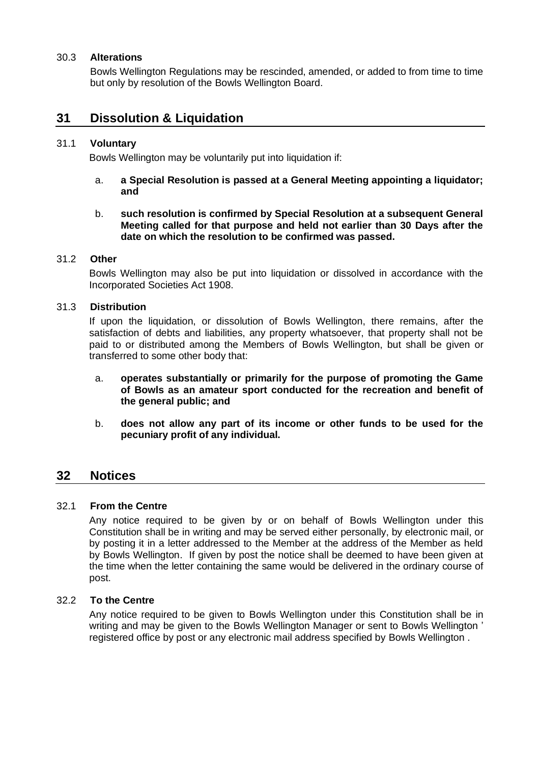30.3 **Alterations**

Bowls Wellington Regulations may be rescinded, amended, or added to from time to time but only by resolution of the Bowls Wellington Board.

## 31 Dissolution & Liquidation

31.1 **Voluntary**

Bowls Wellington may be voluntarily put into liquidation if:

a. **a Special Resolution is passed at a General Meeting appointing a liquidator; and**

b. **such resolution is confirmed by Special Resolution at a subsequent General Meeting called for that purpose and held not earlier than 30 Days after the date on which the resolution to be confirmed was passed.**

31.2 **Other**

Bowls Wellington may also be put into liquidation or dissolved in accordance with the Incorporated Societies Act 1908.

31.3 **Distribution**

If upon the liquidation, or dissolution of Bowls Wellington, there remains, after the satisfaction of debts and liabilities, any property whatsoever, that property shall not be paid to or distributed among the Members of Bowls Wellington, but shall be given or transferred to some other body that:

a. **operates substantially or primarily for the purpose of promoting the Game of Bowls as an amateur sport conducted for the recreation and benefit of the general public; and**

b. **does not allow any part of its income or other funds to be used for the pecuniary profit of any individual.**

## 32 Notices

32.1 **From the Centre**

Any notice required to be given by or on behalf of Bowls Wellington under this Constitution shall be in writing and may be served either personally, by electronic mail, or by posting it in a letter addressed to the Member at the address of the Member as held by Bowls Wellington. If given by post the notice shall be deemed to have been given at the time when the letter containing the same would be delivered in the ordinary course of post.

32.2 **To the Centre**

Any notice required to be given to Bowls Wellington under this Constitution shall be in writing and may be given to the Bowls Wellington Manager or sent to Bowls Wellington ' registered office by post or any electronic mail address specified by Bowls Wellington .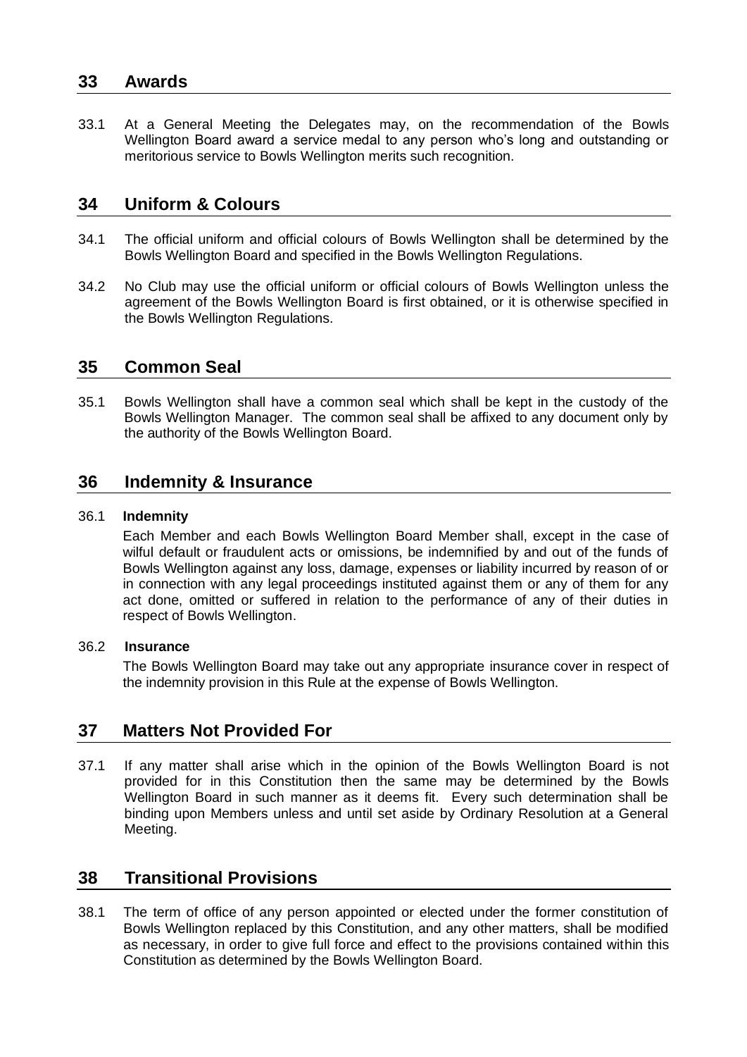## 33 Awards

33.1 At a General Meeting the Delegates may, on the recommendation of the Bowls Wellington Board award a service medal to any person who's long and outstanding or meritorious service to Bowls Wellington merits such recognition.

## 34 Uniform & Colours

34.1 The official uniform and official colours of Bowls Wellington shall be determined by the Bowls Wellington Board and specified in the Bowls Wellington Regulations.

34.2 No Club may use the official uniform or official colours of Bowls Wellington unless the agreement of the Bowls Wellington Board is first obtained, or it is otherwise specified in the Bowls Wellington Regulations.

## 35 Common Seal

35.1 Bowls Wellington shall have a common seal which shall be kept in the custody of the Bowls Wellington Manager. The common seal shall be affixed to any document only by the authority of the Bowls Wellington Board.

## 36 Indemnity & Insurance

36.1 **Indemnity**

Each Member and each Bowls Wellington Board Member shall, except in the case of wilful default or fraudulent acts or omissions, be indemnified by and out of the funds of Bowls Wellington against any loss, damage, expenses or liability incurred by reason of or in connection with any legal proceedings instituted against them or any of them for any act done, omitted or suffered in relation to the performance of any of their duties in respect of Bowls Wellington.

36.2 **Insurance**

The Bowls Wellington Board may take out any appropriate insurance cover in respect of the indemnity provision in this Rule at the expense of Bowls Wellington.

## 37 Matters Not Provided For

37.1 If any matter shall arise which in the opinion of the Bowls Wellington Board is not provided for in this Constitution then the same may be determined by the Bowls Wellington Board in such manner as it deems fit. Every such determination shall be binding upon Members unless and until set aside by Ordinary Resolution at a General Meeting.

## 38 Transitional Provisions

38.1 The term of office of any person appointed or elected under the former constitution of Bowls Wellington replaced by this Constitution, and any other matters, shall be modified as necessary, in order to give full force and effect to the provisions contained within this Constitution as determined by the Bowls Wellington Board.